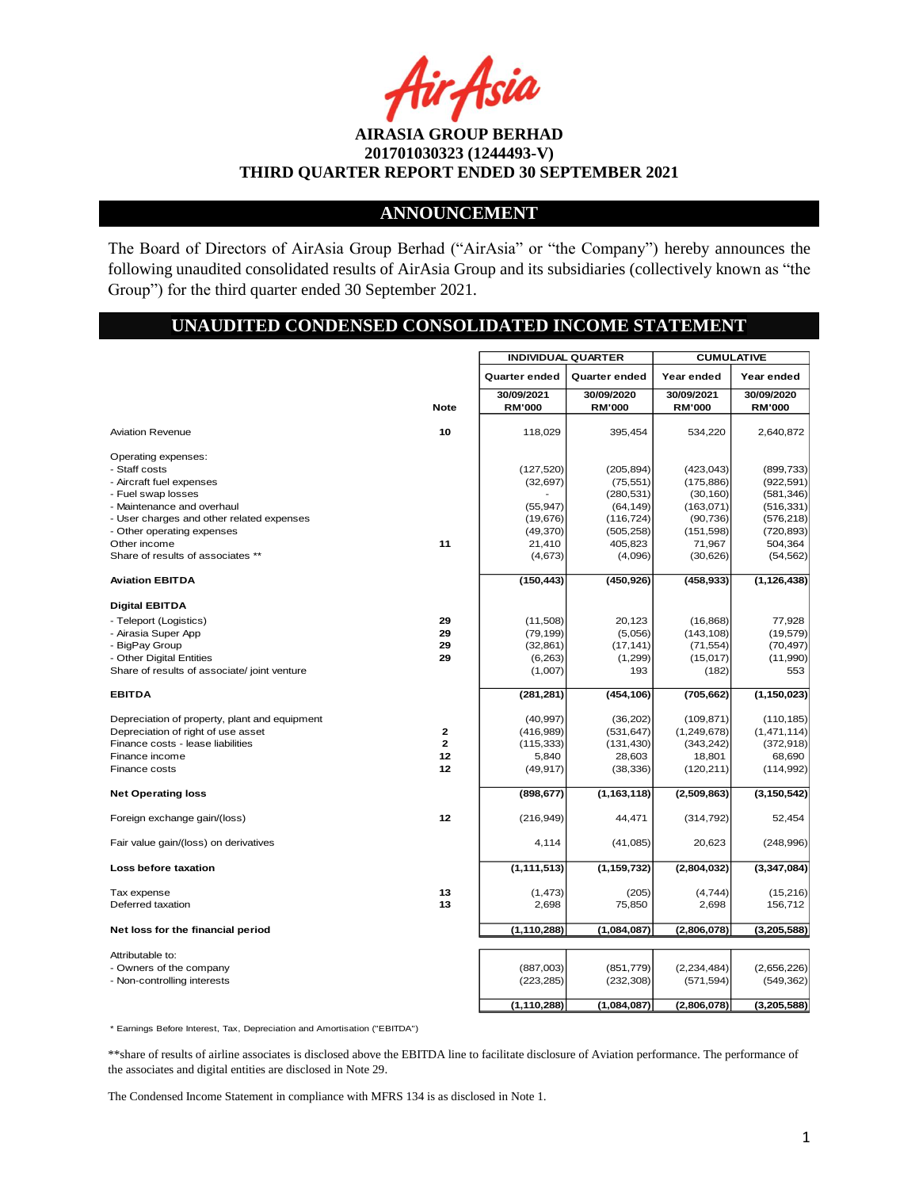**AIRASIA GROUP BERHAD**
**201701030323 (1244493-V)**
**THIRD QUARTER REPORT ENDED 30 SEPTEMBER 2021**

## ANNOUNCEMENT

The Board of Directors of AirAsia Group Berhad ("AirAsia" or "the Company") hereby announces the following unaudited consolidated results of AirAsia Group and its subsidiaries (collectively known as "the Group") for the third quarter ended 30 September 2021.

## UNAUDITED CONDENSED CONSOLIDATED INCOME STATEMENT

| | | INDIVIDUAL QUARTER | | CUMULATIVE | |
|---|---|---|---|---|---|
| | | Quarter ended | Quarter ended | Year ended | Year ended |
| | Note | 30/09/2021 RM'000 | 30/09/2020 RM'000 | 30/09/2021 RM'000 | 30/09/2020 RM'000 |
| Aviation Revenue | 10 | 118,029 | 395,454 | 534,220 | 2,640,872 |
| Operating expenses: | | | | | |
| - Staff costs | | (127,520) | (205,894) | (423,043) | (899,733) |
| - Aircraft fuel expenses | | (32,697) | (75,551) | (175,886) | (922,591) |
| - Fuel swap losses | | - | (280,531) | (30,160) | (581,346) |
| - Maintenance and overhaul | | (55,947) | (64,149) | (163,071) | (516,331) |
| - User charges and other related expenses | | (19,676) | (116,724) | (90,736) | (576,218) |
| - Other operating expenses | | (49,370) | (505,258) | (151,598) | (720,893) |
| Other income | 11 | 21,410 | 405,823 | 71,967 | 504,364 |
| Share of results of associates ** | | (4,673) | (4,096) | (30,626) | (54,562) |
| **Aviation EBITDA** | | **(150,443)** | **(450,926)** | **(458,933)** | **(1,126,438)** |
| **Digital EBITDA** | | | | | |
| - Teleport (Logistics) | 29 | (11,508) | 20,123 | (16,868) | 77,928 |
| - Airasia Super App | 29 | (79,199) | (5,056) | (143,108) | (19,579) |
| - BigPay Group | 29 | (32,861) | (17,141) | (71,554) | (70,497) |
| - Other Digital Entities | 29 | (6,263) | (1,299) | (15,017) | (11,990) |
| Share of results of associate/ joint venture | | (1,007) | 193 | (182) | 553 |
| **EBITDA** | | **(281,281)** | **(454,106)** | **(705,662)** | **(1,150,023)** |
| Depreciation of property, plant and equipment | | (40,997) | (36,202) | (109,871) | (110,185) |
| Depreciation of right of use asset | 2 | (416,989) | (531,647) | (1,249,678) | (1,471,114) |
| Finance costs - lease liabilities | 2 | (115,333) | (131,430) | (343,242) | (372,918) |
| Finance income | 12 | 5,840 | 28,603 | 18,801 | 68,690 |
| Finance costs | 12 | (49,917) | (38,336) | (120,211) | (114,992) |
| **Net Operating loss** | | **(898,677)** | **(1,163,118)** | **(2,509,863)** | **(3,150,542)** |
| Foreign exchange gain/(loss) | 12 | (216,949) | 44,471 | (314,792) | 52,454 |
| Fair value gain/(loss) on derivatives | | 4,114 | (41,085) | 20,623 | (248,996) |
| **Loss before taxation** | | **(1,111,513)** | **(1,159,732)** | **(2,804,032)** | **(3,347,084)** |
| Tax expense | 13 | (1,473) | (205) | (4,744) | (15,216) |
| Deferred taxation | 13 | 2,698 | 75,850 | 2,698 | 156,712 |
| **Net loss for the financial period** | | **(1,110,288)** | **(1,084,087)** | **(2,806,078)** | **(3,205,588)** |
| Attributable to: | | | | | |
| - Owners of the company | | (887,003) | (851,779) | (2,234,484) | (2,656,226) |
| - Non-controlling interests | | (223,285) | (232,308) | (571,594) | (549,362) |
| | | **(1,110,288)** | **(1,084,087)** | **(2,806,078)** | **(3,205,588)** |

* Earnings Before Interest, Tax, Depreciation and Amortisation ("EBITDA")

**share of results of airline associates is disclosed above the EBITDA line to facilitate disclosure of Aviation performance. The performance of the associates and digital entities are disclosed in Note 29.

The Condensed Income Statement in compliance with MFRS 134 is as disclosed in Note 1.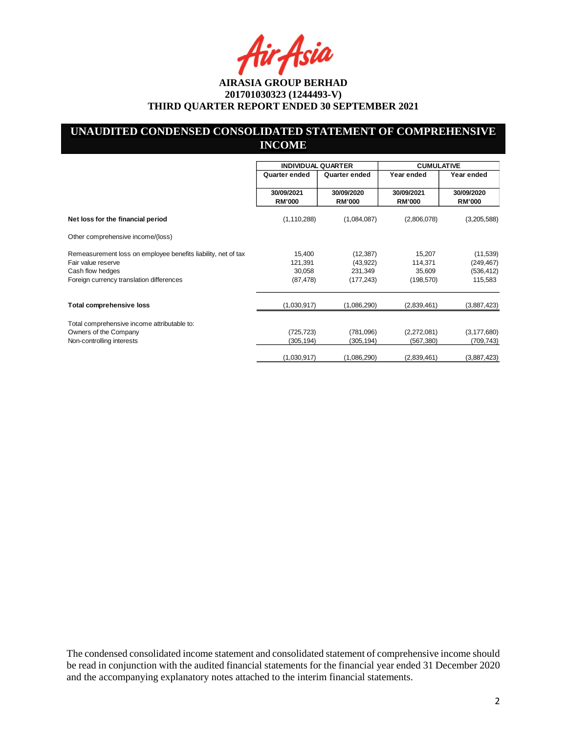**AIRASIA GROUP BERHAD**
**201701030323 (1244493-V)**
**THIRD QUARTER REPORT ENDED 30 SEPTEMBER 2021**

## UNAUDITED CONDENSED CONSOLIDATED STATEMENT OF COMPREHENSIVE INCOME

| | INDIVIDUAL QUARTER | | CUMULATIVE | |
|---|---|---|---|---|
| | Quarter ended | Quarter ended | Year ended | Year ended |
| | 30/09/2021 RM'000 | 30/09/2020 RM'000 | 30/09/2021 RM'000 | 30/09/2020 RM'000 |
| **Net loss for the financial period** | (1,110,288) | (1,084,087) | (2,806,078) | (3,205,588) |
| Other comprehensive income/(loss) | | | | |
| Remeasurement loss on employee benefits liability, net of tax | 15,400 | (12,387) | 15,207 | (11,539) |
| Fair value reserve | 121,391 | (43,922) | 114,371 | (249,467) |
| Cash flow hedges | 30,058 | 231,349 | 35,609 | (536,412) |
| Foreign currency translation differences | (87,478) | (177,243) | (198,570) | 115,583 |
| **Total comprehensive loss** | (1,030,917) | (1,086,290) | (2,839,461) | (3,887,423) |
| Total comprehensive income attributable to: | | | | |
| Owners of the Company | (725,723) | (781,096) | (2,272,081) | (3,177,680) |
| Non-controlling interests | (305,194) | (305,194) | (567,380) | (709,743) |
| | (1,030,917) | (1,086,290) | (2,839,461) | (3,887,423) |

The condensed consolidated income statement and consolidated statement of comprehensive income should be read in conjunction with the audited financial statements for the financial year ended 31 December 2020 and the accompanying explanatory notes attached to the interim financial statements.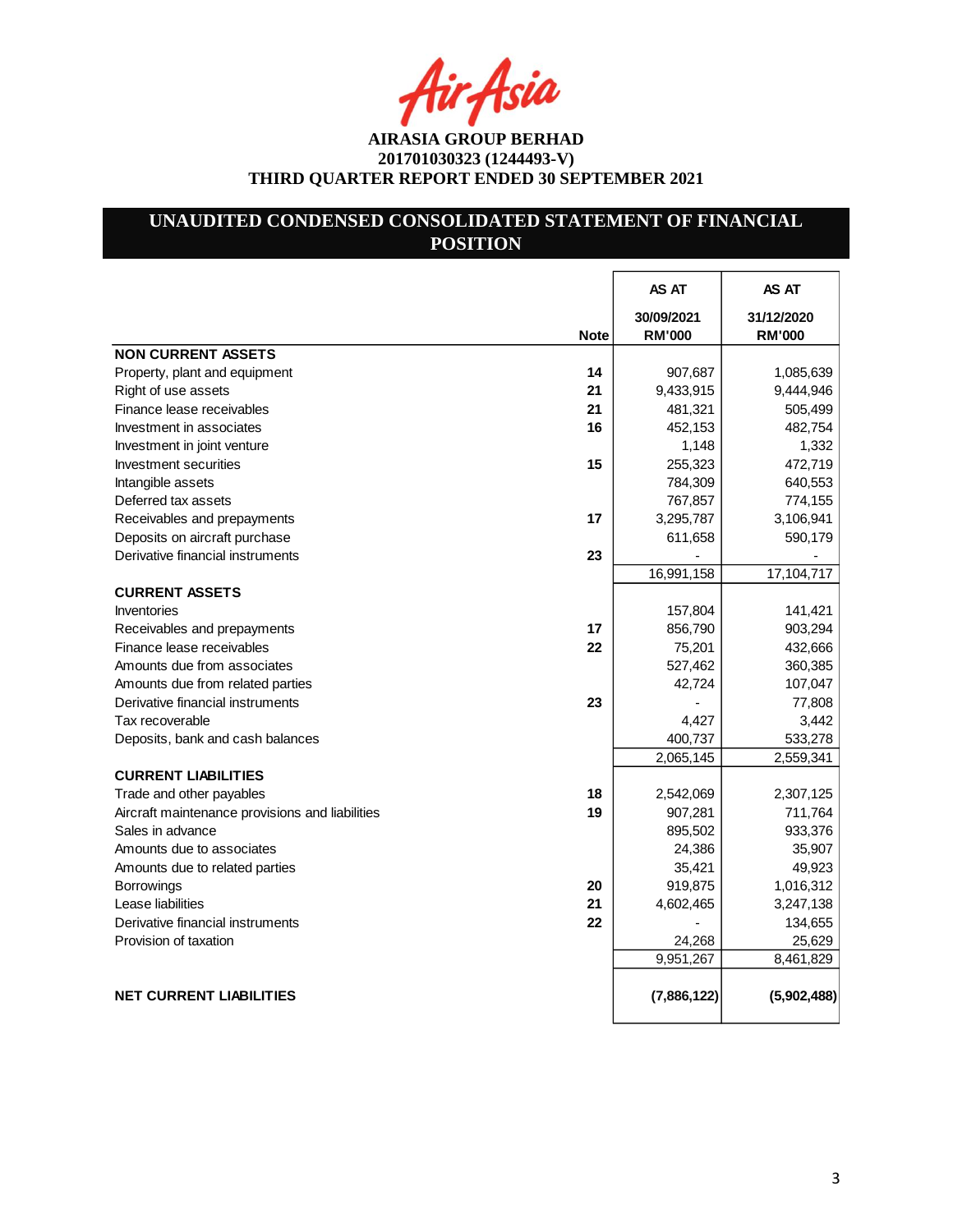**AIRASIA GROUP BERHAD**
**201701030323 (1244493-V)**
**THIRD QUARTER REPORT ENDED 30 SEPTEMBER 2021**

## UNAUDITED CONDENSED CONSOLIDATED STATEMENT OF FINANCIAL POSITION

| | Note | AS AT 30/09/2021 RM'000 | AS AT 31/12/2020 RM'000 |
|---|---|---|---|
| **NON CURRENT ASSETS** | | | |
| Property, plant and equipment | 14 | 907,687 | 1,085,639 |
| Right of use assets | 21 | 9,433,915 | 9,444,946 |
| Finance lease receivables | 21 | 481,321 | 505,499 |
| Investment in associates | 16 | 452,153 | 482,754 |
| Investment in joint venture | | 1,148 | 1,332 |
| Investment securities | 15 | 255,323 | 472,719 |
| Intangible assets | | 784,309 | 640,553 |
| Deferred tax assets | | 767,857 | 774,155 |
| Receivables and prepayments | 17 | 3,295,787 | 3,106,941 |
| Deposits on aircraft purchase | | 611,658 | 590,179 |
| Derivative financial instruments | 23 | - | - |
| | | 16,991,158 | 17,104,717 |
| **CURRENT ASSETS** | | | |
| Inventories | | 157,804 | 141,421 |
| Receivables and prepayments | 17 | 856,790 | 903,294 |
| Finance lease receivables | 22 | 75,201 | 432,666 |
| Amounts due from associates | | 527,462 | 360,385 |
| Amounts due from related parties | | 42,724 | 107,047 |
| Derivative financial instruments | 23 | - | 77,808 |
| Tax recoverable | | 4,427 | 3,442 |
| Deposits, bank and cash balances | | 400,737 | 533,278 |
| | | 2,065,145 | 2,559,341 |
| **CURRENT LIABILITIES** | | | |
| Trade and other payables | 18 | 2,542,069 | 2,307,125 |
| Aircraft maintenance provisions and liabilities | 19 | 907,281 | 711,764 |
| Sales in advance | | 895,502 | 933,376 |
| Amounts due to associates | | 24,386 | 35,907 |
| Amounts due to related parties | | 35,421 | 49,923 |
| Borrowings | 20 | 919,875 | 1,016,312 |
| Lease liabilities | 21 | 4,602,465 | 3,247,138 |
| Derivative financial instruments | 22 | - | 134,655 |
| Provision of taxation | | 24,268 | 25,629 |
| | | 9,951,267 | 8,461,829 |
| **NET CURRENT LIABILITIES** | | **(7,886,122)** | **(5,902,488)** |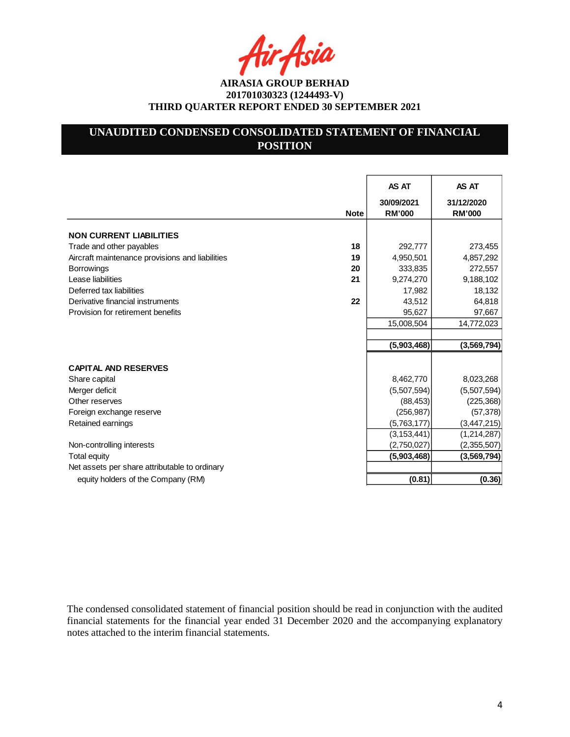AIRASIA GROUP BERHAD
201701030323 (1244493-V)
THIRD QUARTER REPORT ENDED 30 SEPTEMBER 2021

## UNAUDITED CONDENSED CONSOLIDATED STATEMENT OF FINANCIAL POSITION

| | Note | AS AT 30/09/2021 RM'000 | AS AT 31/12/2020 RM'000 |
|---|---|---|---|
| **NON CURRENT LIABILITIES** | | | |
| Trade and other payables | 18 | 292,777 | 273,455 |
| Aircraft maintenance provisions and liabilities | 19 | 4,950,501 | 4,857,292 |
| Borrowings | 20 | 333,835 | 272,557 |
| Lease liabilities | 21 | 9,274,270 | 9,188,102 |
| Deferred tax liabilities | | 17,982 | 18,132 |
| Derivative financial instruments | 22 | 43,512 | 64,818 |
| Provision for retirement benefits | | 95,627 | 97,667 |
| | | 15,008,504 | 14,772,023 |
| | | | |
| | | **(5,903,468)** | **(3,569,794)** |
| | | | |
| **CAPITAL AND RESERVES** | | | |
| Share capital | | 8,462,770 | 8,023,268 |
| Merger deficit | | (5,507,594) | (5,507,594) |
| Other reserves | | (88,453) | (225,368) |
| Foreign exchange reserve | | (256,987) | (57,378) |
| Retained earnings | | (5,763,177) | (3,447,215) |
| | | (3,153,441) | (1,214,287) |
| Non-controlling interests | | (2,750,027) | (2,355,507) |
| Total equity | | **(5,903,468)** | **(3,569,794)** |
| Net assets per share attributable to ordinary equity holders of the Company (RM) | | **(0.81)** | **(0.36)** |

The condensed consolidated statement of financial position should be read in conjunction with the audited financial statements for the financial year ended 31 December 2020 and the accompanying explanatory notes attached to the interim financial statements.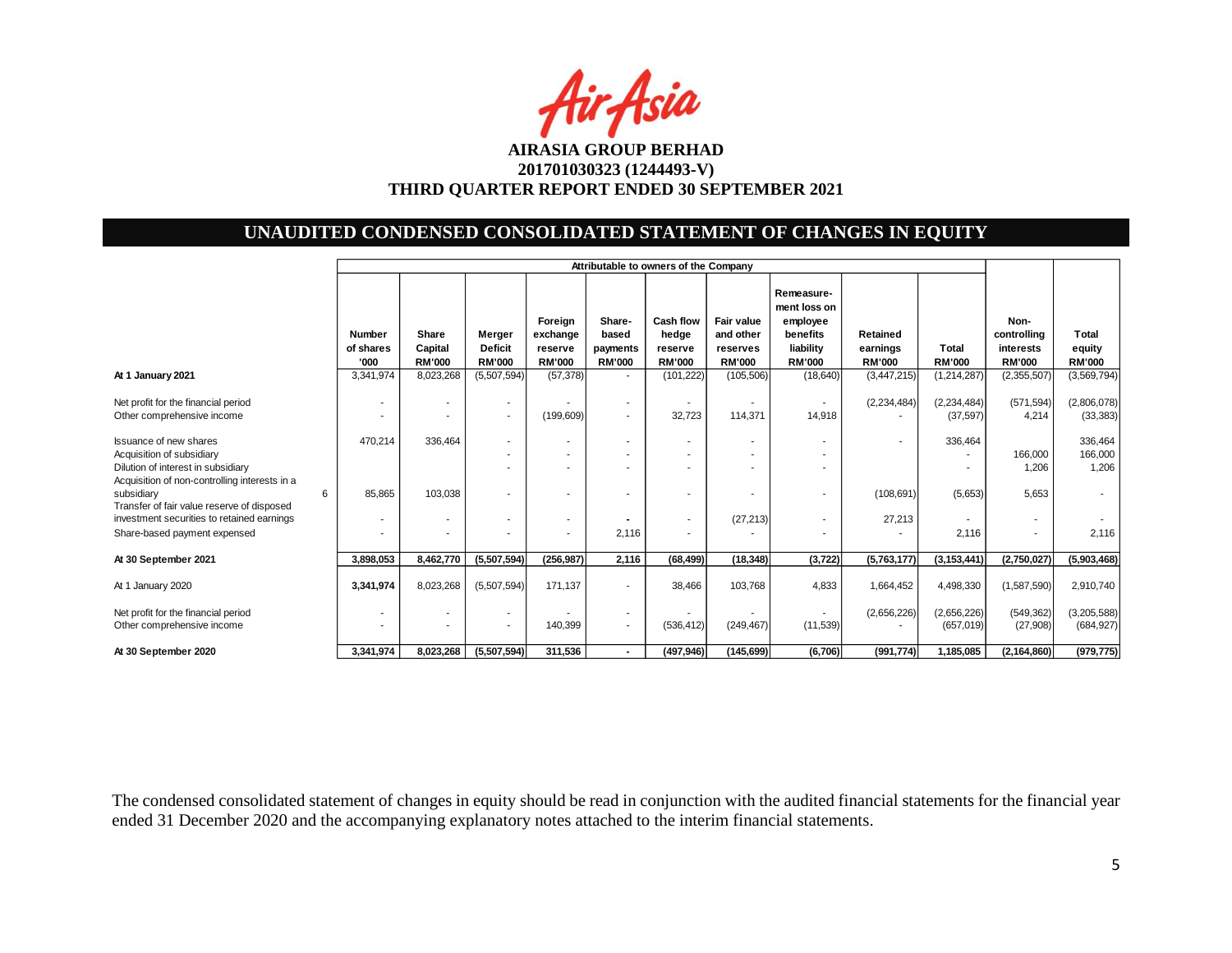**AIRASIA GROUP BERHAD**
**201701030323 (1244493-V)**
**THIRD QUARTER REPORT ENDED 30 SEPTEMBER 2021**

## UNAUDITED CONDENSED CONSOLIDATED STATEMENT OF CHANGES IN EQUITY

| | Note | Attributable to owners of the Company | | | | | | | | | | | |
|---|---|---|---|---|---|---|---|---|---|---|---|---|---|
| | | Number of shares '000 | Share Capital RM'000 | Merger Deficit RM'000 | Foreign exchange reserve RM'000 | Share-based payments RM'000 | Cash flow hedge reserve RM'000 | Fair value and other reserves RM'000 | Remeasure-ment loss on employee benefits liability RM'000 | Retained earnings RM'000 | Total RM'000 | Non-controlling interests RM'000 | Total equity RM'000 |
| **At 1 January 2021** | | 3,341,974 | 8,023,268 | (5,507,594) | (57,378) | - | (101,222) | (105,506) | (18,640) | (3,447,215) | (1,214,287) | (2,355,507) | (3,569,794) |
| Net profit for the financial period | | - | - | - | - | - | - | - | - | (2,234,484) | (2,234,484) | (571,594) | (2,806,078) |
| Other comprehensive income | | - | - | - | (199,609) | - | 32,723 | 114,371 | 14,918 | - | (37,597) | 4,214 | (33,383) |
| Issuance of new shares | | 470,214 | 336,464 | - | - | - | - | - | - | - | 336,464 | | 336,464 |
| Acquisition of subsidiary | | | | - | - | - | - | - | - | | - | 166,000 | 166,000 |
| Dilution of interest in subsidiary | | | | - | - | - | - | - | - | | - | 1,206 | 1,206 |
| Acquisition of non-controlling interests in a subsidiary | 6 | 85,865 | 103,038 | - | - | - | - | - | - | (108,691) | (5,653) | 5,653 | - |
| Transfer of fair value reserve of disposed investment securities to retained earnings | | - | - | - | - | - | - | (27,213) | - | 27,213 | - | - | - |
| Share-based payment expensed | | - | - | - | - | 2,116 | - | - | - | - | 2,116 | - | 2,116 |
| **At 30 September 2021** | | **3,898,053** | **8,462,770** | **(5,507,594)** | **(256,987)** | **2,116** | **(68,499)** | **(18,348)** | **(3,722)** | **(5,763,177)** | **(3,153,441)** | **(2,750,027)** | **(5,903,468)** |
| At 1 January 2020 | | **3,341,974** | 8,023,268 | (5,507,594) | 171,137 | - | 38,466 | 103,768 | 4,833 | 1,664,452 | 4,498,330 | (1,587,590) | 2,910,740 |
| Net profit for the financial period | | - | - | - | - | - | - | - | - | (2,656,226) | (2,656,226) | (549,362) | (3,205,588) |
| Other comprehensive income | | - | - | - | 140,399 | - | (536,412) | (249,467) | (11,539) | - | (657,019) | (27,908) | (684,927) |
| **At 30 September 2020** | | **3,341,974** | **8,023,268** | **(5,507,594)** | **311,536** | **-** | **(497,946)** | **(145,699)** | **(6,706)** | **(991,774)** | **1,185,085** | **(2,164,860)** | **(979,775)** |

The condensed consolidated statement of changes in equity should be read in conjunction with the audited financial statements for the financial year ended 31 December 2020 and the accompanying explanatory notes attached to the interim financial statements.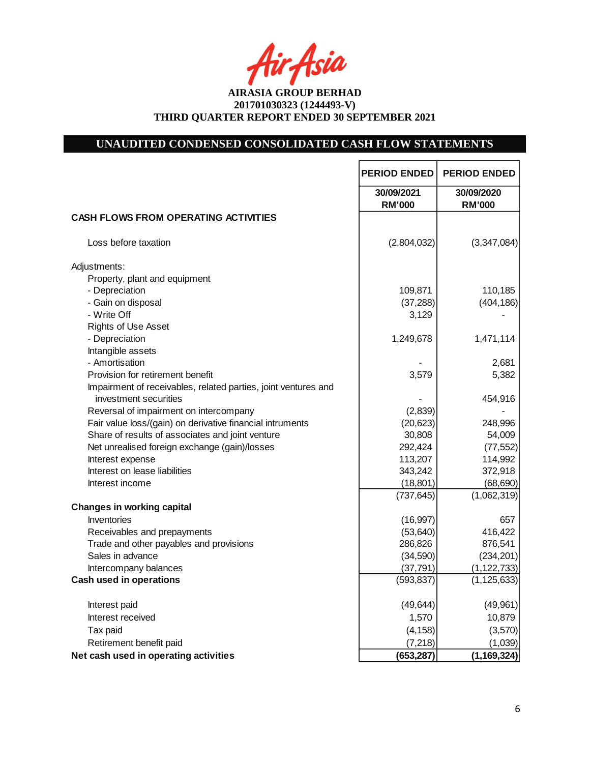AirAsia

**AIRASIA GROUP BERHAD**
**201701030323 (1244493-V)**
**THIRD QUARTER REPORT ENDED 30 SEPTEMBER 2021**

## UNAUDITED CONDENSED CONSOLIDATED CASH FLOW STATEMENTS

| | PERIOD ENDED | PERIOD ENDED |
|---|---|---|
| | 30/09/2021<br>RM'000 | 30/09/2020<br>RM'000 |
| **CASH FLOWS FROM OPERATING ACTIVITIES** | | |
| Loss before taxation | (2,804,032) | (3,347,084) |
| Adjustments: | | |
| Property, plant and equipment | | |
| - Depreciation | 109,871 | 110,185 |
| - Gain on disposal | (37,288) | (404,186) |
| - Write Off | 3,129 | - |
| Rights of Use Asset | | |
| - Depreciation | 1,249,678 | 1,471,114 |
| Intangible assets | | |
| - Amortisation | - | 2,681 |
| Provision for retirement benefit | 3,579 | 5,382 |
| Impairment of receivables, related parties, joint ventures and investment securities | - | 454,916 |
| Reversal of impairment on intercompany | (2,839) | - |
| Fair value loss/(gain) on derivative financial intruments | (20,623) | 248,996 |
| Share of results of associates and joint venture | 30,808 | 54,009 |
| Net unrealised foreign exchange (gain)/losses | 292,424 | (77,552) |
| Interest expense | 113,207 | 114,992 |
| Interest on lease liabilities | 343,242 | 372,918 |
| Interest income | (18,801) | (68,690) |
| | (737,645) | (1,062,319) |
| **Changes in working capital** | | |
| Inventories | (16,997) | 657 |
| Receivables and prepayments | (53,640) | 416,422 |
| Trade and other payables and provisions | 286,826 | 876,541 |
| Sales in advance | (34,590) | (234,201) |
| Intercompany balances | (37,791) | (1,122,733) |
| **Cash used in operations** | (593,837) | (1,125,633) |
| Interest paid | (49,644) | (49,961) |
| Interest received | 1,570 | 10,879 |
| Tax paid | (4,158) | (3,570) |
| Retirement benefit paid | (7,218) | (1,039) |
| **Net cash used in operating activities** | **(653,287)** | **(1,169,324)** |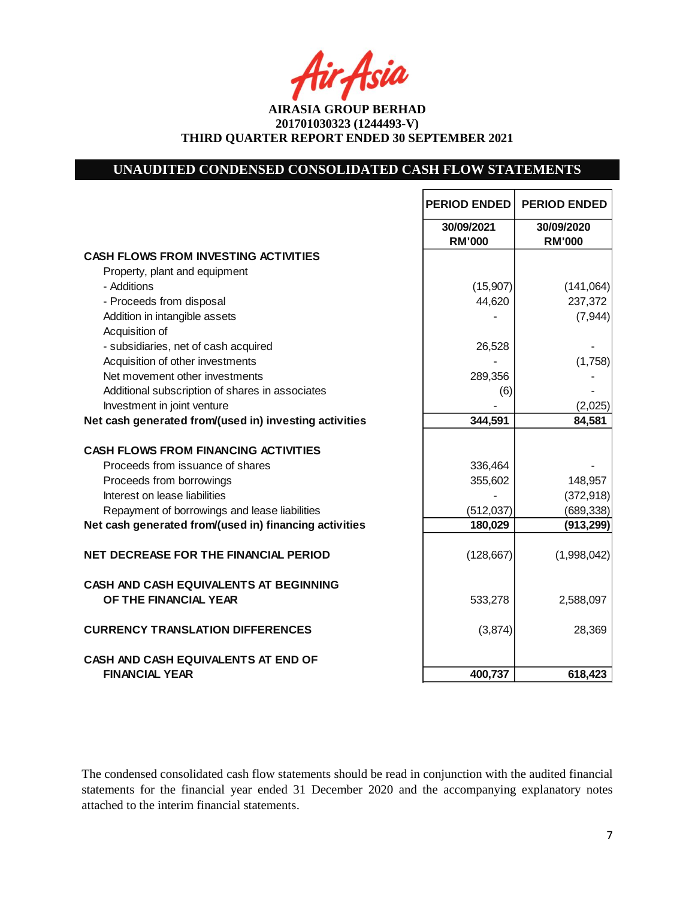**AIRASIA GROUP BERHAD**
**201701030323 (1244493-V)**
**THIRD QUARTER REPORT ENDED 30 SEPTEMBER 2021**

## UNAUDITED CONDENSED CONSOLIDATED CASH FLOW STATEMENTS

| | PERIOD ENDED | PERIOD ENDED |
|---|---|---|
| | 30/09/2021 RM'000 | 30/09/2020 RM'000 |
| **CASH FLOWS FROM INVESTING ACTIVITIES** | | |
| Property, plant and equipment | | |
| - Additions | (15,907) | (141,064) |
| - Proceeds from disposal | 44,620 | 237,372 |
| Addition in intangible assets | - | (7,944) |
| Acquisition of | | |
| - subsidiaries, net of cash acquired | 26,528 | - |
| Acquisition of other investments | - | (1,758) |
| Net movement other investments | 289,356 | - |
| Additional subscription of shares in associates | (6) | - |
| Investment in joint venture | - | (2,025) |
| **Net cash generated from/(used in) investing activities** | **344,591** | **84,581** |
| **CASH FLOWS FROM FINANCING ACTIVITIES** | | |
| Proceeds from issuance of shares | 336,464 | - |
| Proceeds from borrowings | 355,602 | 148,957 |
| Interest on lease liabilities | - | (372,918) |
| Repayment of borrowings and lease liabilities | (512,037) | (689,338) |
| **Net cash generated from/(used in) financing activities** | **180,029** | **(913,299)** |
| **NET DECREASE FOR THE FINANCIAL PERIOD** | (128,667) | (1,998,042) |
| **CASH AND CASH EQUIVALENTS AT BEGINNING OF THE FINANCIAL YEAR** | 533,278 | 2,588,097 |
| **CURRENCY TRANSLATION DIFFERENCES** | (3,874) | 28,369 |
| **CASH AND CASH EQUIVALENTS AT END OF FINANCIAL YEAR** | **400,737** | **618,423** |

The condensed consolidated cash flow statements should be read in conjunction with the audited financial statements for the financial year ended 31 December 2020 and the accompanying explanatory notes attached to the interim financial statements.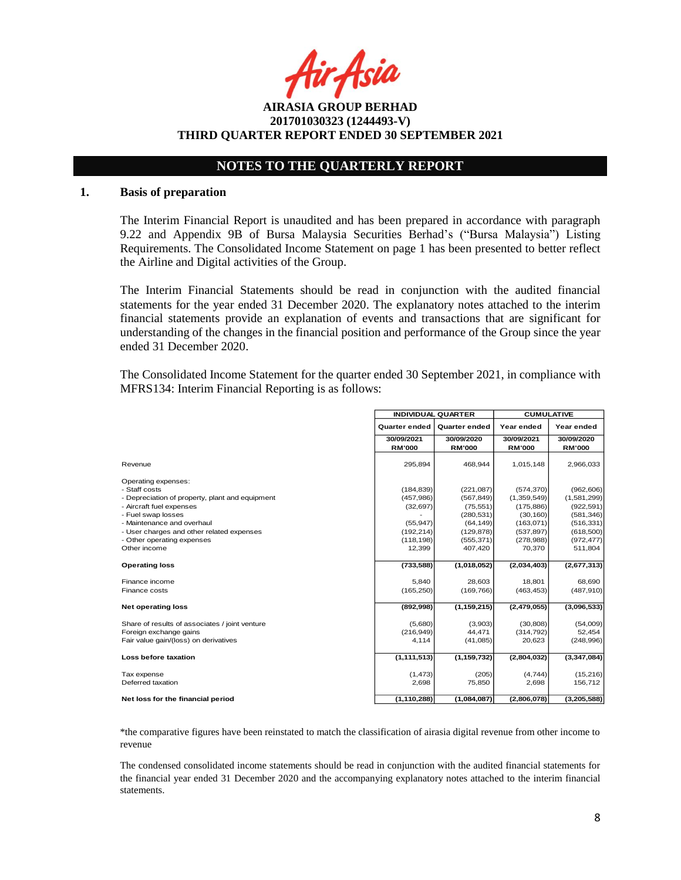AirAsia

**AIRASIA GROUP BERHAD**
**201701030323 (1244493-V)**
**THIRD QUARTER REPORT ENDED 30 SEPTEMBER 2021**

## NOTES TO THE QUARTERLY REPORT

### 1. Basis of preparation

The Interim Financial Report is unaudited and has been prepared in accordance with paragraph 9.22 and Appendix 9B of Bursa Malaysia Securities Berhad's ("Bursa Malaysia") Listing Requirements. The Consolidated Income Statement on page 1 has been presented to better reflect the Airline and Digital activities of the Group.

The Interim Financial Statements should be read in conjunction with the audited financial statements for the year ended 31 December 2020. The explanatory notes attached to the interim financial statements provide an explanation of events and transactions that are significant for understanding of the changes in the financial position and performance of the Group since the year ended 31 December 2020.

The Consolidated Income Statement for the quarter ended 30 September 2021, in compliance with MFRS134: Interim Financial Reporting is as follows:

| | INDIVIDUAL QUARTER | | CUMULATIVE | |
|---|---|---|---|---|
| | Quarter ended | Quarter ended | Year ended | Year ended |
| | 30/09/2021 RM'000 | 30/09/2020 RM'000 | 30/09/2021 RM'000 | 30/09/2020 RM'000 |
| Revenue | 295,894 | 468,944 | 1,015,148 | 2,966,033 |
| Operating expenses: | | | | |
| - Staff costs | (184,839) | (221,087) | (574,370) | (962,606) |
| - Depreciation of property, plant and equipment | (457,986) | (567,849) | (1,359,549) | (1,581,299) |
| - Aircraft fuel expenses | (32,697) | (75,551) | (175,886) | (922,591) |
| - Fuel swap losses | - | (280,531) | (30,160) | (581,346) |
| - Maintenance and overhaul | (55,947) | (64,149) | (163,071) | (516,331) |
| - User charges and other related expenses | (192,214) | (129,878) | (537,897) | (618,500) |
| - Other operating expenses | (118,198) | (555,371) | (278,988) | (972,477) |
| Other income | 12,399 | 407,420 | 70,370 | 511,804 |
| **Operating loss** | **(733,588)** | **(1,018,052)** | **(2,034,403)** | **(2,677,313)** |
| Finance income | 5,840 | 28,603 | 18,801 | 68,690 |
| Finance costs | (165,250) | (169,766) | (463,453) | (487,910) |
| **Net operating loss** | **(892,998)** | **(1,159,215)** | **(2,479,055)** | **(3,096,533)** |
| Share of results of associates / joint venture | (5,680) | (3,903) | (30,808) | (54,009) |
| Foreign exchange gains | (216,949) | 44,471 | (314,792) | 52,454 |
| Fair value gain/(loss) on derivatives | 4,114 | (41,085) | 20,623 | (248,996) |
| **Loss before taxation** | **(1,111,513)** | **(1,159,732)** | **(2,804,032)** | **(3,347,084)** |
| Tax expense | (1,473) | (205) | (4,744) | (15,216) |
| Deferred taxation | 2,698 | 75,850 | 2,698 | 156,712 |
| **Net loss for the financial period** | **(1,110,288)** | **(1,084,087)** | **(2,806,078)** | **(3,205,588)** |

*the comparative figures have been reinstated to match the classification of airasia digital revenue from other income to revenue

The condensed consolidated income statements should be read in conjunction with the audited financial statements for the financial year ended 31 December 2020 and the accompanying explanatory notes attached to the interim financial statements.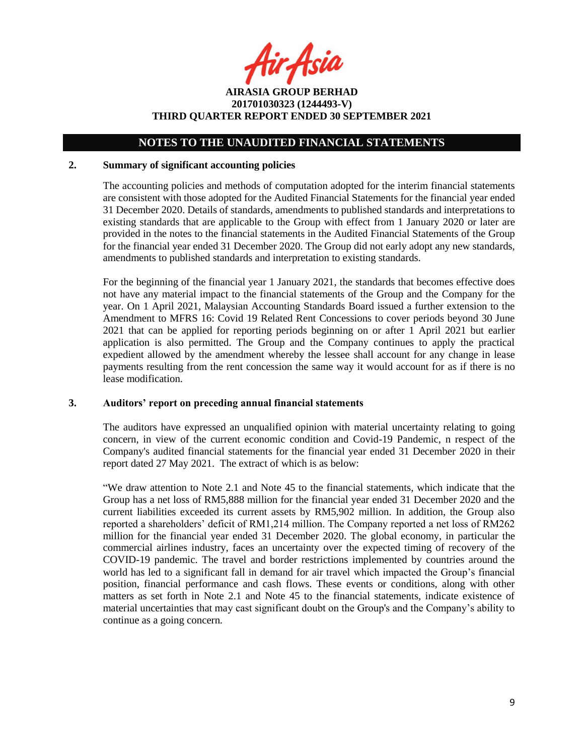## NOTES TO THE UNAUDITED FINANCIAL STATEMENTS

### 2. Summary of significant accounting policies

The accounting policies and methods of computation adopted for the interim financial statements are consistent with those adopted for the Audited Financial Statements for the financial year ended 31 December 2020. Details of standards, amendments to published standards and interpretations to existing standards that are applicable to the Group with effect from 1 January 2020 or later are provided in the notes to the financial statements in the Audited Financial Statements of the Group for the financial year ended 31 December 2020. The Group did not early adopt any new standards, amendments to published standards and interpretation to existing standards.

For the beginning of the financial year 1 January 2021, the standards that becomes effective does not have any material impact to the financial statements of the Group and the Company for the year. On 1 April 2021, Malaysian Accounting Standards Board issued a further extension to the Amendment to MFRS 16: Covid 19 Related Rent Concessions to cover periods beyond 30 June 2021 that can be applied for reporting periods beginning on or after 1 April 2021 but earlier application is also permitted. The Group and the Company continues to apply the practical expedient allowed by the amendment whereby the lessee shall account for any change in lease payments resulting from the rent concession the same way it would account for as if there is no lease modification.

### 3. Auditors' report on preceding annual financial statements

The auditors have expressed an unqualified opinion with material uncertainty relating to going concern, in view of the current economic condition and Covid-19 Pandemic, n respect of the Company's audited financial statements for the financial year ended 31 December 2020 in their report dated 27 May 2021. The extract of which is as below:

"We draw attention to Note 2.1 and Note 45 to the financial statements, which indicate that the Group has a net loss of RM5,888 million for the financial year ended 31 December 2020 and the current liabilities exceeded its current assets by RM5,902 million. In addition, the Group also reported a shareholders' deficit of RM1,214 million. The Company reported a net loss of RM262 million for the financial year ended 31 December 2020. The global economy, in particular the commercial airlines industry, faces an uncertainty over the expected timing of recovery of the COVID-19 pandemic. The travel and border restrictions implemented by countries around the world has led to a significant fall in demand for air travel which impacted the Group's financial position, financial performance and cash flows. These events or conditions, along with other matters as set forth in Note 2.1 and Note 45 to the financial statements, indicate existence of material uncertainties that may cast significant doubt on the Group's and the Company's ability to continue as a going concern.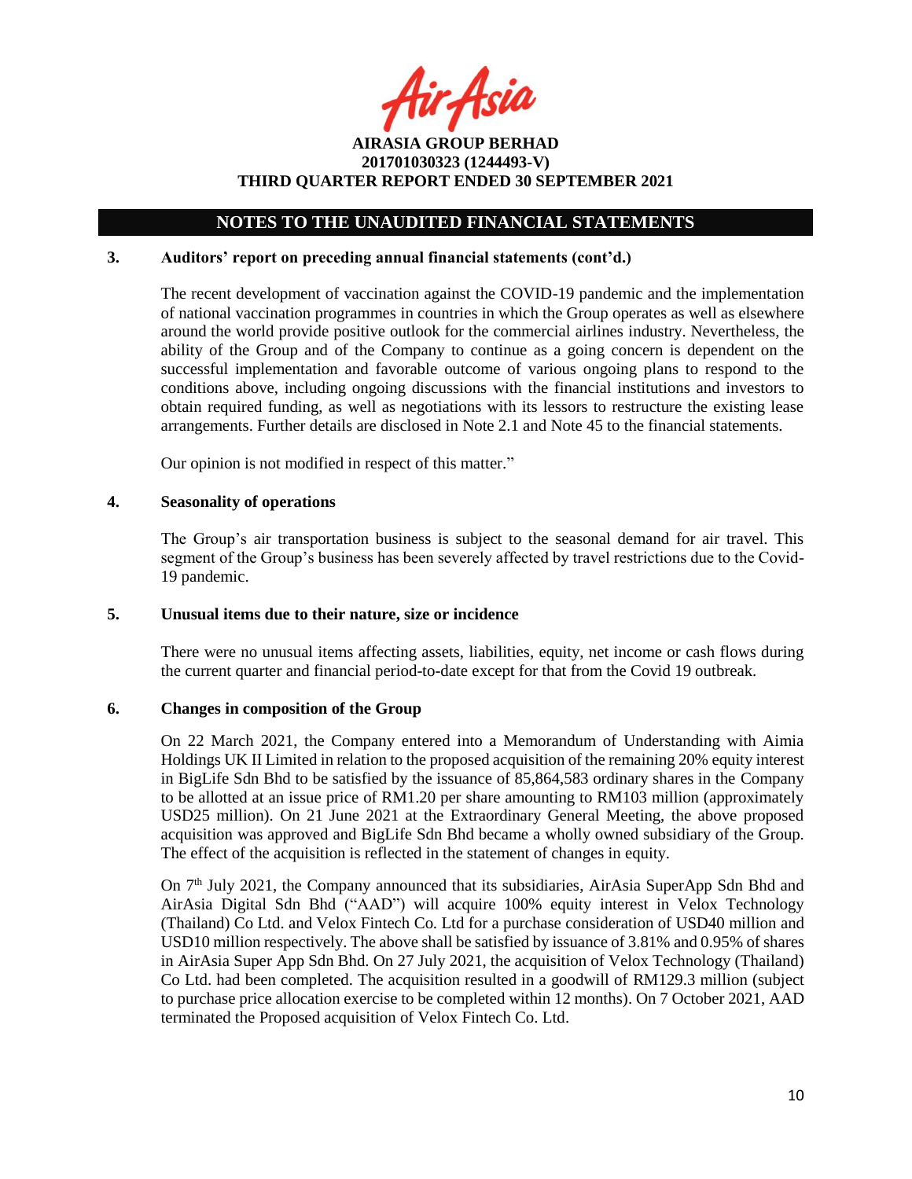## NOTES TO THE UNAUDITED FINANCIAL STATEMENTS

### 3. Auditors' report on preceding annual financial statements (cont'd.)

The recent development of vaccination against the COVID-19 pandemic and the implementation of national vaccination programmes in countries in which the Group operates as well as elsewhere around the world provide positive outlook for the commercial airlines industry. Nevertheless, the ability of the Group and of the Company to continue as a going concern is dependent on the successful implementation and favorable outcome of various ongoing plans to respond to the conditions above, including ongoing discussions with the financial institutions and investors to obtain required funding, as well as negotiations with its lessors to restructure the existing lease arrangements. Further details are disclosed in Note 2.1 and Note 45 to the financial statements.

Our opinion is not modified in respect of this matter."

### 4. Seasonality of operations

The Group's air transportation business is subject to the seasonal demand for air travel. This segment of the Group's business has been severely affected by travel restrictions due to the Covid-19 pandemic.

### 5. Unusual items due to their nature, size or incidence

There were no unusual items affecting assets, liabilities, equity, net income or cash flows during the current quarter and financial period-to-date except for that from the Covid 19 outbreak.

### 6. Changes in composition of the Group

On 22 March 2021, the Company entered into a Memorandum of Understanding with Aimia Holdings UK II Limited in relation to the proposed acquisition of the remaining 20% equity interest in BigLife Sdn Bhd to be satisfied by the issuance of 85,864,583 ordinary shares in the Company to be allotted at an issue price of RM1.20 per share amounting to RM103 million (approximately USD25 million). On 21 June 2021 at the Extraordinary General Meeting, the above proposed acquisition was approved and BigLife Sdn Bhd became a wholly owned subsidiary of the Group. The effect of the acquisition is reflected in the statement of changes in equity.

On 7th July 2021, the Company announced that its subsidiaries, AirAsia SuperApp Sdn Bhd and AirAsia Digital Sdn Bhd ("AAD") will acquire 100% equity interest in Velox Technology (Thailand) Co Ltd. and Velox Fintech Co. Ltd for a purchase consideration of USD40 million and USD10 million respectively. The above shall be satisfied by issuance of 3.81% and 0.95% of shares in AirAsia Super App Sdn Bhd. On 27 July 2021, the acquisition of Velox Technology (Thailand) Co Ltd. had been completed. The acquisition resulted in a goodwill of RM129.3 million (subject to purchase price allocation exercise to be completed within 12 months). On 7 October 2021, AAD terminated the Proposed acquisition of Velox Fintech Co. Ltd.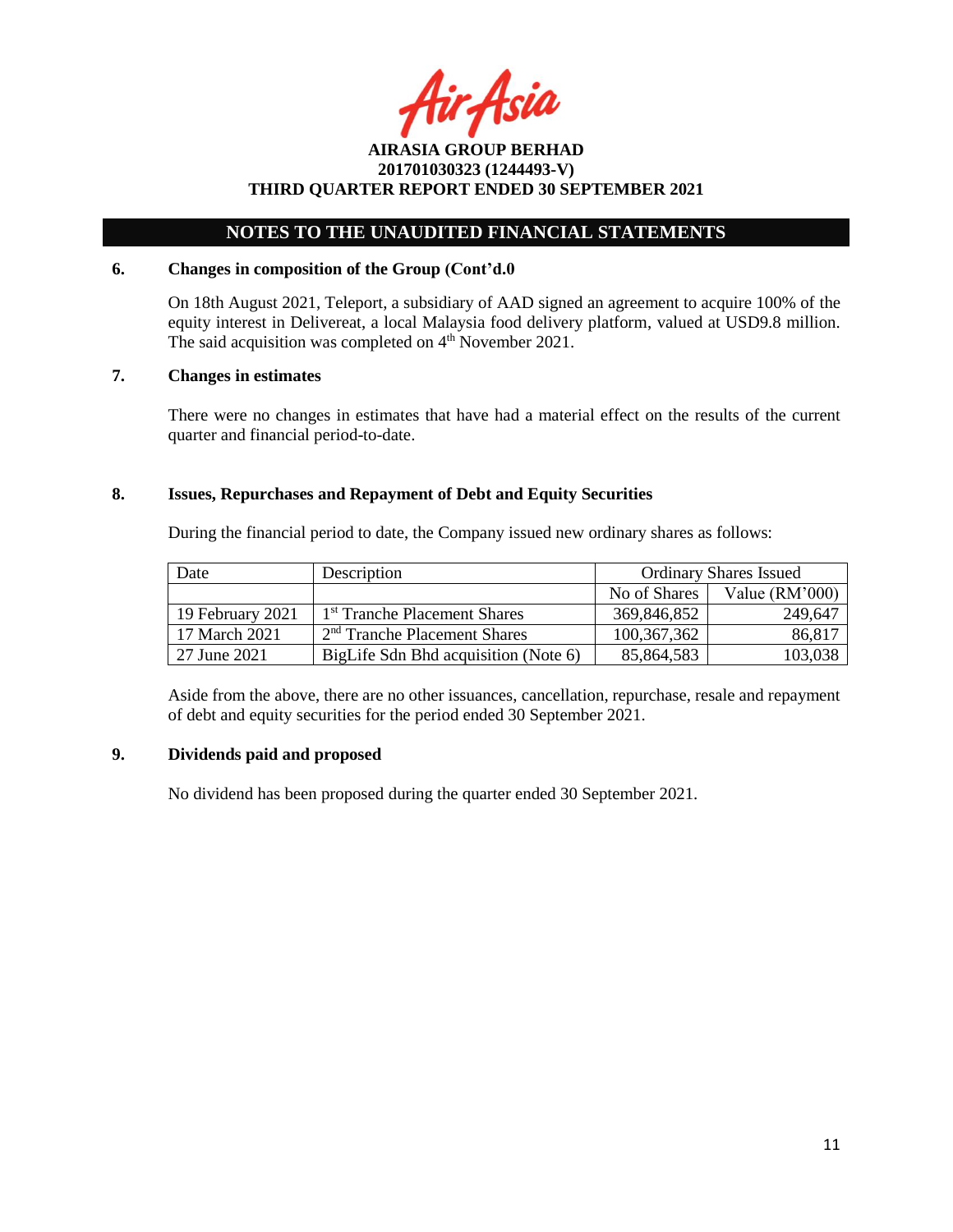**AIRASIA GROUP BERHAD**
**201701030323 (1244493-V)**
**THIRD QUARTER REPORT ENDED 30 SEPTEMBER 2021**

## NOTES TO THE UNAUDITED FINANCIAL STATEMENTS

### 6. Changes in composition of the Group (Cont'd.0

On 18th August 2021, Teleport, a subsidiary of AAD signed an agreement to acquire 100% of the equity interest in Delivereat, a local Malaysia food delivery platform, valued at USD9.8 million. The said acquisition was completed on 4th November 2021.

### 7. Changes in estimates

There were no changes in estimates that have had a material effect on the results of the current quarter and financial period-to-date.

### 8. Issues, Repurchases and Repayment of Debt and Equity Securities

During the financial period to date, the Company issued new ordinary shares as follows:

| Date | Description | Ordinary Shares Issued | |
|---|---|---|---|
| | | No of Shares | Value (RM'000) |
| 19 February 2021 | 1st Tranche Placement Shares | 369,846,852 | 249,647 |
| 17 March 2021 | 2nd Tranche Placement Shares | 100,367,362 | 86,817 |
| 27 June 2021 | BigLife Sdn Bhd acquisition (Note 6) | 85,864,583 | 103,038 |

Aside from the above, there are no other issuances, cancellation, repurchase, resale and repayment of debt and equity securities for the period ended 30 September 2021.

### 9. Dividends paid and proposed

No dividend has been proposed during the quarter ended 30 September 2021.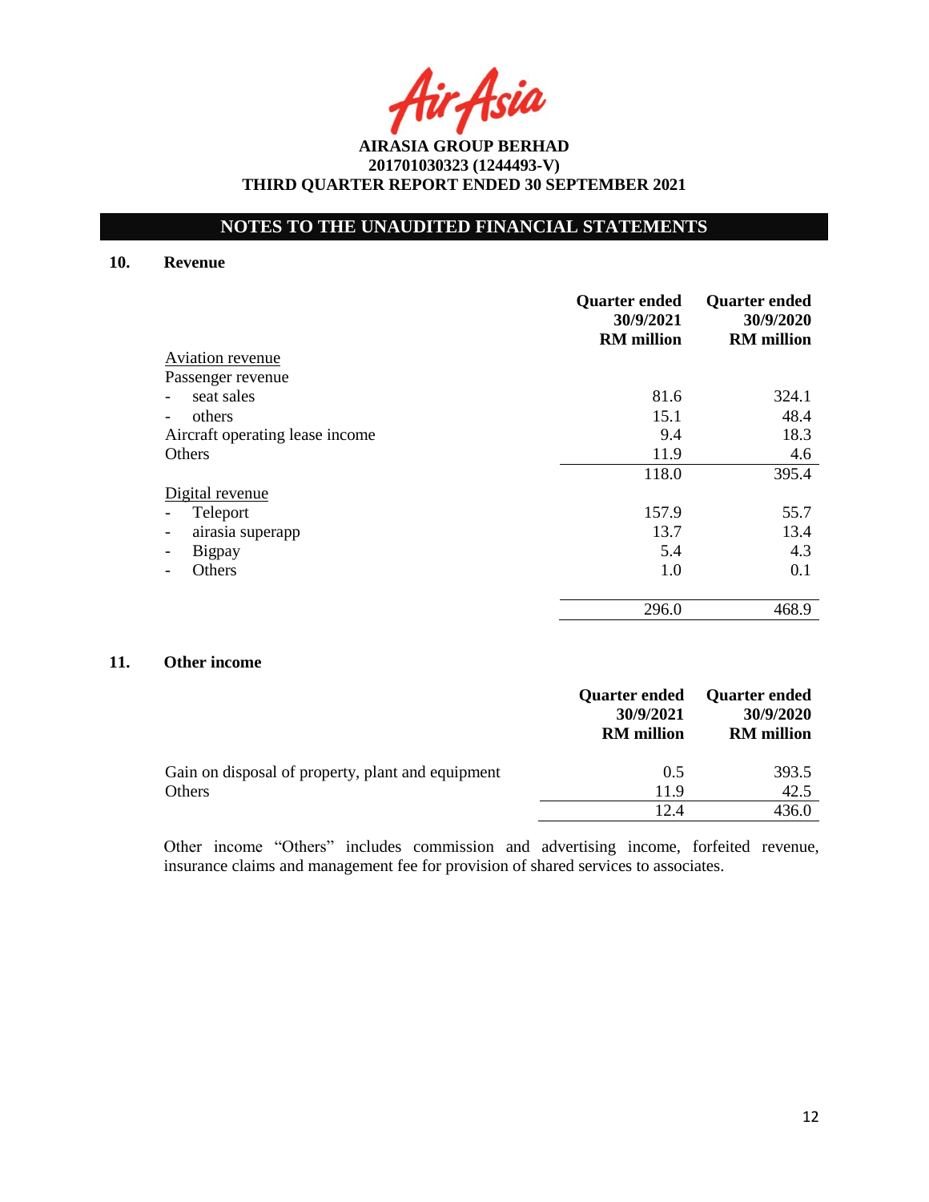**AIRASIA GROUP BERHAD**
**201701030323 (1244493-V)**
**THIRD QUARTER REPORT ENDED 30 SEPTEMBER 2021**

## NOTES TO THE UNAUDITED FINANCIAL STATEMENTS

### 10. Revenue

| | Quarter ended 30/9/2021 RM million | Quarter ended 30/9/2020 RM million |
|---|---|---|
| Aviation revenue | | |
| Passenger revenue | | |
| - seat sales | 81.6 | 324.1 |
| - others | 15.1 | 48.4 |
| Aircraft operating lease income | 9.4 | 18.3 |
| Others | 11.9 | 4.6 |
| | 118.0 | 395.4 |
| Digital revenue | | |
| - Teleport | 157.9 | 55.7 |
| - airasia superapp | 13.7 | 13.4 |
| - Bigpay | 5.4 | 4.3 |
| - Others | 1.0 | 0.1 |
| | 296.0 | 468.9 |

### 11. Other income

| | Quarter ended 30/9/2021 RM million | Quarter ended 30/9/2020 RM million |
|---|---|---|
| Gain on disposal of property, plant and equipment | 0.5 | 393.5 |
| Others | 11.9 | 42.5 |
| | 12.4 | 436.0 |

Other income "Others" includes commission and advertising income, forfeited revenue, insurance claims and management fee for provision of shared services to associates.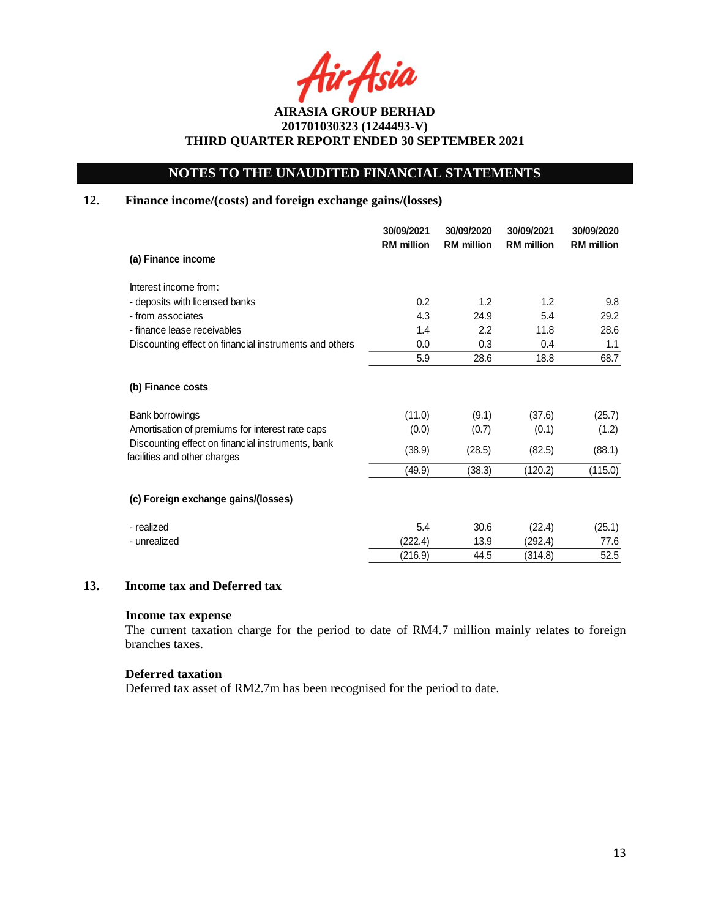**AIRASIA GROUP BERHAD**
**201701030323 (1244493-V)**
**THIRD QUARTER REPORT ENDED 30 SEPTEMBER 2021**

## NOTES TO THE UNAUDITED FINANCIAL STATEMENTS

### 12. Finance income/(costs) and foreign exchange gains/(losses)

| | 30/09/2021 RM million | 30/09/2020 RM million | 30/09/2021 RM million | 30/09/2020 RM million |
|---|---|---|---|---|
| **(a) Finance income** | | | | |
| Interest income from: | | | | |
| - deposits with licensed banks | 0.2 | 1.2 | 1.2 | 9.8 |
| - from associates | 4.3 | 24.9 | 5.4 | 29.2 |
| - finance lease receivables | 1.4 | 2.2 | 11.8 | 28.6 |
| Discounting effect on financial instruments and others | 0.0 | 0.3 | 0.4 | 1.1 |
| | 5.9 | 28.6 | 18.8 | 68.7 |
| **(b) Finance costs** | | | | |
| Bank borrowings | (11.0) | (9.1) | (37.6) | (25.7) |
| Amortisation of premiums for interest rate caps | (0.0) | (0.7) | (0.1) | (1.2) |
| Discounting effect on financial instruments, bank facilities and other charges | (38.9) | (28.5) | (82.5) | (88.1) |
| | (49.9) | (38.3) | (120.2) | (115.0) |
| **(c) Foreign exchange gains/(losses)** | | | | |
| - realized | 5.4 | 30.6 | (22.4) | (25.1) |
| - unrealized | (222.4) | 13.9 | (292.4) | 77.6 |
| | (216.9) | 44.5 | (314.8) | 52.5 |

### 13. Income tax and Deferred tax

**Income tax expense**
The current taxation charge for the period to date of RM4.7 million mainly relates to foreign branches taxes.

**Deferred taxation**
Deferred tax asset of RM2.7m has been recognised for the period to date.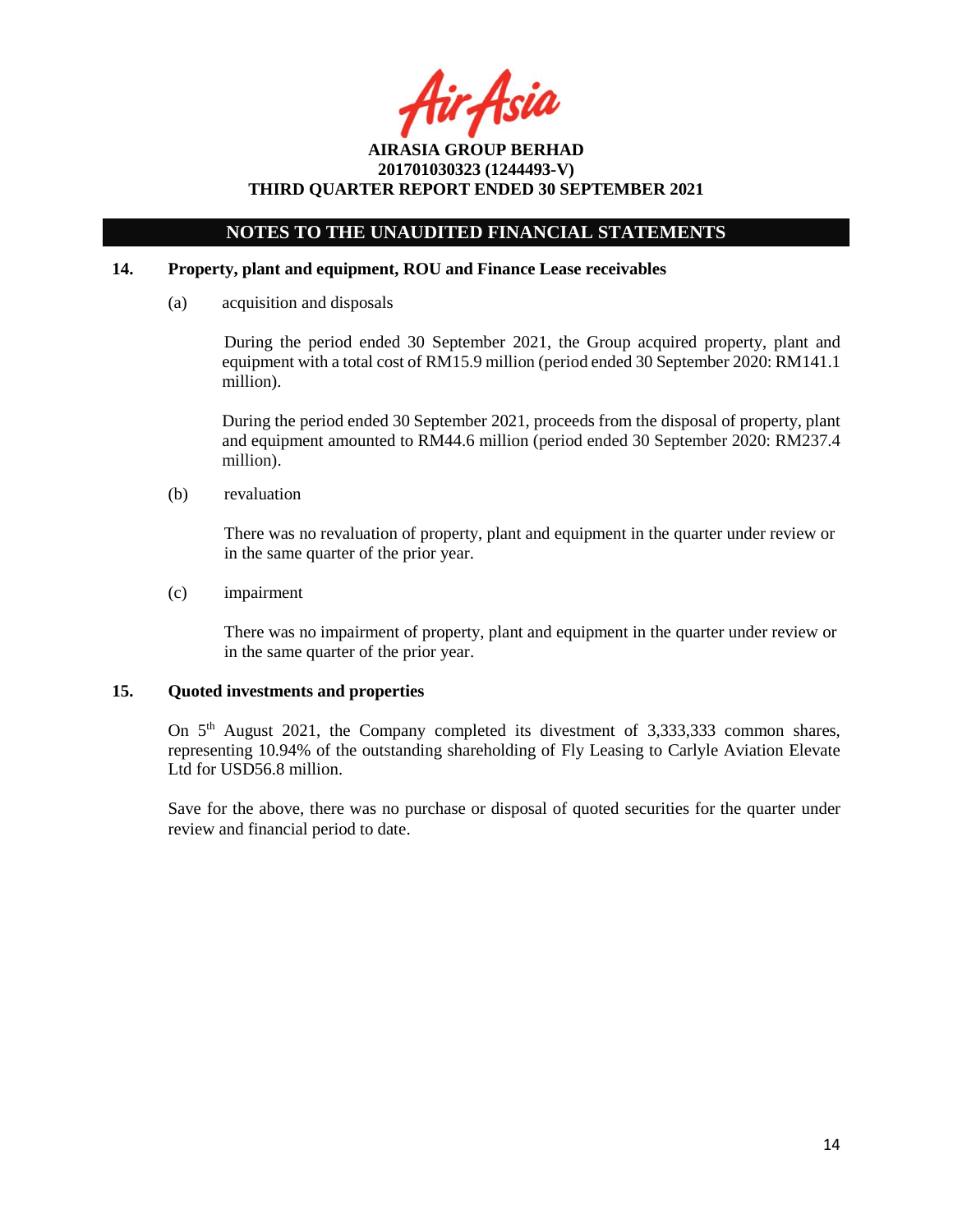## NOTES TO THE UNAUDITED FINANCIAL STATEMENTS

### 14. Property, plant and equipment, ROU and Finance Lease receivables

(a) acquisition and disposals

During the period ended 30 September 2021, the Group acquired property, plant and equipment with a total cost of RM15.9 million (period ended 30 September 2020: RM141.1 million).

During the period ended 30 September 2021, proceeds from the disposal of property, plant and equipment amounted to RM44.6 million (period ended 30 September 2020: RM237.4 million).

(b) revaluation

There was no revaluation of property, plant and equipment in the quarter under review or in the same quarter of the prior year.

(c) impairment

There was no impairment of property, plant and equipment in the quarter under review or in the same quarter of the prior year.

### 15. Quoted investments and properties

On 5th August 2021, the Company completed its divestment of 3,333,333 common shares, representing 10.94% of the outstanding shareholding of Fly Leasing to Carlyle Aviation Elevate Ltd for USD56.8 million.

Save for the above, there was no purchase or disposal of quoted securities for the quarter under review and financial period to date.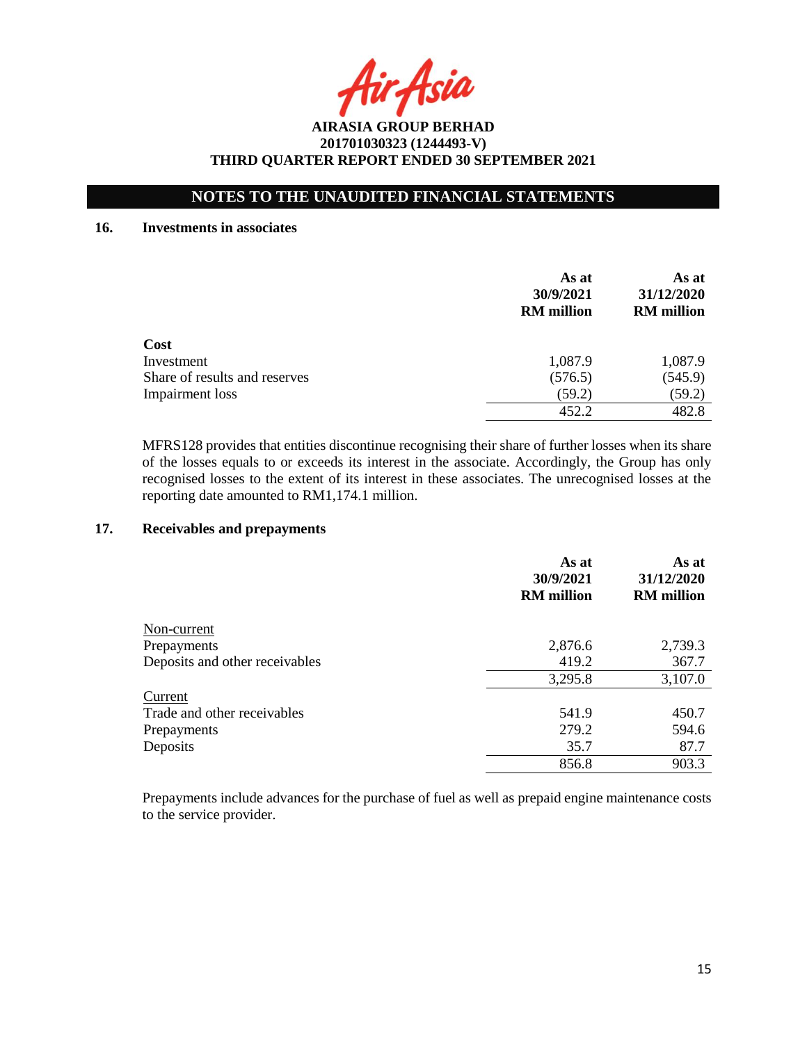AIRASIA GROUP BERHAD
201701030323 (1244493-V)
THIRD QUARTER REPORT ENDED 30 SEPTEMBER 2021

## NOTES TO THE UNAUDITED FINANCIAL STATEMENTS

### 16. Investments in associates

| | As at 30/9/2021 RM million | As at 31/12/2020 RM million |
|---|---|---|
| **Cost** | | |
| Investment | 1,087.9 | 1,087.9 |
| Share of results and reserves | (576.5) | (545.9) |
| Impairment loss | (59.2) | (59.2) |
| | 452.2 | 482.8 |

MFRS128 provides that entities discontinue recognising their share of further losses when its share of the losses equals to or exceeds its interest in the associate. Accordingly, the Group has only recognised losses to the extent of its interest in these associates. The unrecognised losses at the reporting date amounted to RM1,174.1 million.

### 17. Receivables and prepayments

| | As at 30/9/2021 RM million | As at 31/12/2020 RM million |
|---|---|---|
| Non-current | | |
| Prepayments | 2,876.6 | 2,739.3 |
| Deposits and other receivables | 419.2 | 367.7 |
| | 3,295.8 | 3,107.0 |
| Current | | |
| Trade and other receivables | 541.9 | 450.7 |
| Prepayments | 279.2 | 594.6 |
| Deposits | 35.7 | 87.7 |
| | 856.8 | 903.3 |

Prepayments include advances for the purchase of fuel as well as prepaid engine maintenance costs to the service provider.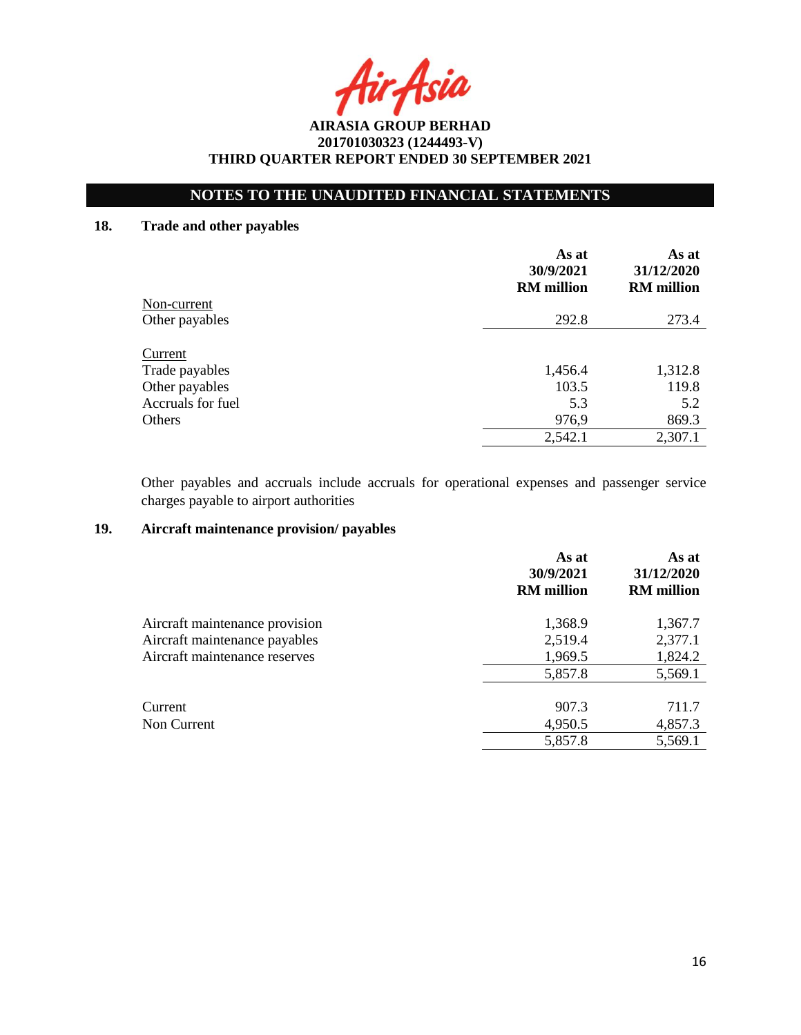AIRASIA GROUP BERHAD
201701030323 (1244493-V)
THIRD QUARTER REPORT ENDED 30 SEPTEMBER 2021

**NOTES TO THE UNAUDITED FINANCIAL STATEMENTS**

## 18. Trade and other payables

| | As at 30/9/2021 RM million | As at 31/12/2020 RM million |
|---|---|---|
| Non-current | | |
| Other payables | 292.8 | 273.4 |
| | | |
| Current | | |
| Trade payables | 1,456.4 | 1,312.8 |
| Other payables | 103.5 | 119.8 |
| Accruals for fuel | 5.3 | 5.2 |
| Others | 976,9 | 869.3 |
| | 2,542.1 | 2,307.1 |

Other payables and accruals include accruals for operational expenses and passenger service charges payable to airport authorities

## 19. Aircraft maintenance provision/ payables

| | As at 30/9/2021 RM million | As at 31/12/2020 RM million |
|---|---|---|
| Aircraft maintenance provision | 1,368.9 | 1,367.7 |
| Aircraft maintenance payables | 2,519.4 | 2,377.1 |
| Aircraft maintenance reserves | 1,969.5 | 1,824.2 |
| | 5,857.8 | 5,569.1 |
| | | |
| Current | 907.3 | 711.7 |
| Non Current | 4,950.5 | 4,857.3 |
| | 5,857.8 | 5,569.1 |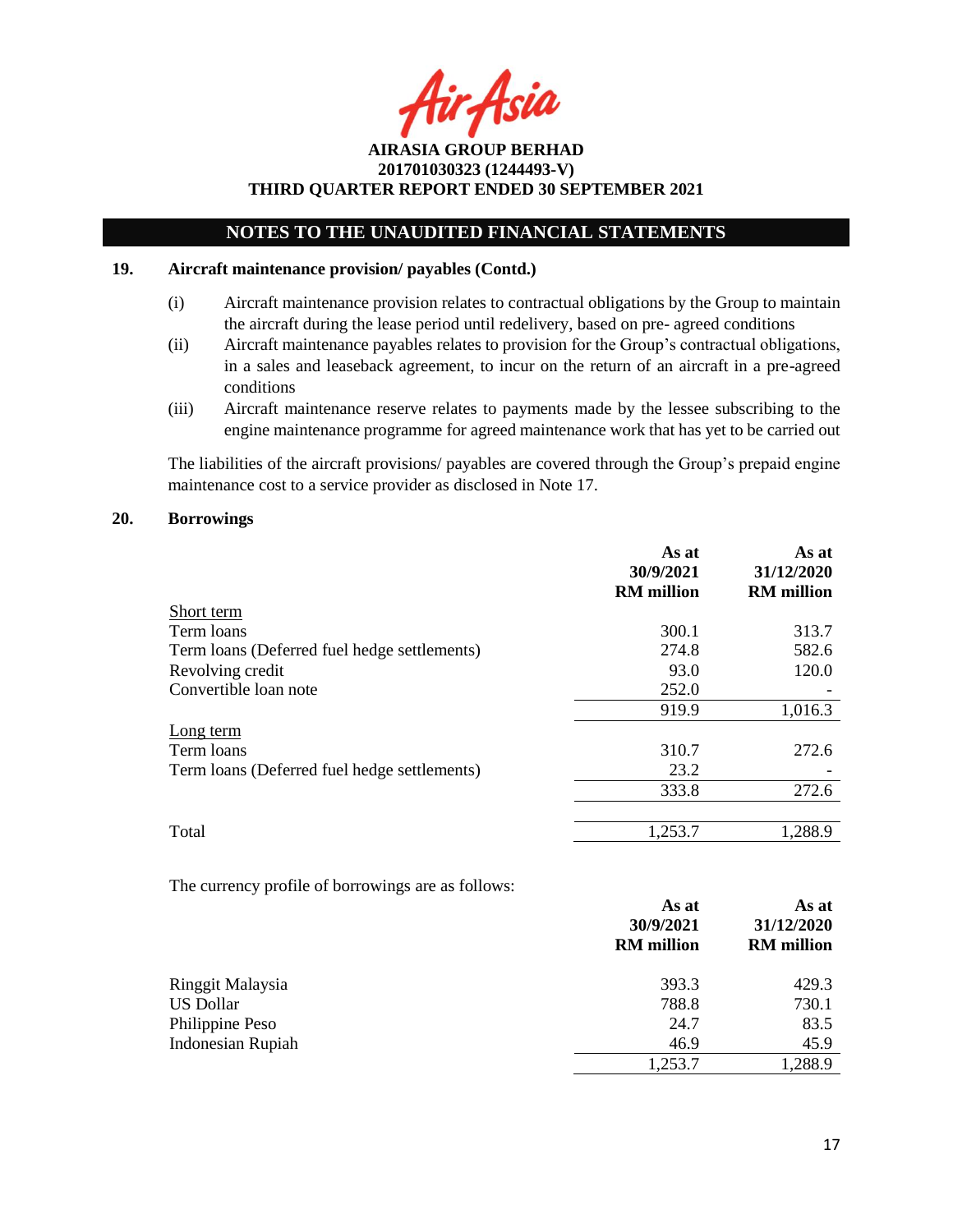## NOTES TO THE UNAUDITED FINANCIAL STATEMENTS

### 19. Aircraft maintenance provision/ payables (Contd.)

(i) Aircraft maintenance provision relates to contractual obligations by the Group to maintain the aircraft during the lease period until redelivery, based on pre- agreed conditions

(ii) Aircraft maintenance payables relates to provision for the Group's contractual obligations, in a sales and leaseback agreement, to incur on the return of an aircraft in a pre-agreed conditions

(iii) Aircraft maintenance reserve relates to payments made by the lessee subscribing to the engine maintenance programme for agreed maintenance work that has yet to be carried out

The liabilities of the aircraft provisions/ payables are covered through the Group's prepaid engine maintenance cost to a service provider as disclosed in Note 17.

### 20. Borrowings

| | As at 30/9/2021 RM million | As at 31/12/2020 RM million |
|---|---|---|
| Short term | | |
| Term loans | 300.1 | 313.7 |
| Term loans (Deferred fuel hedge settlements) | 274.8 | 582.6 |
| Revolving credit | 93.0 | 120.0 |
| Convertible loan note | 252.0 | - |
| | 919.9 | 1,016.3 |
| Long term | | |
| Term loans | 310.7 | 272.6 |
| Term loans (Deferred fuel hedge settlements) | 23.2 | - |
| | 333.8 | 272.6 |
| Total | 1,253.7 | 1,288.9 |

The currency profile of borrowings are as follows:

| | As at 30/9/2021 RM million | As at 31/12/2020 RM million |
|---|---|---|
| Ringgit Malaysia | 393.3 | 429.3 |
| US Dollar | 788.8 | 730.1 |
| Philippine Peso | 24.7 | 83.5 |
| Indonesian Rupiah | 46.9 | 45.9 |
| | 1,253.7 | 1,288.9 |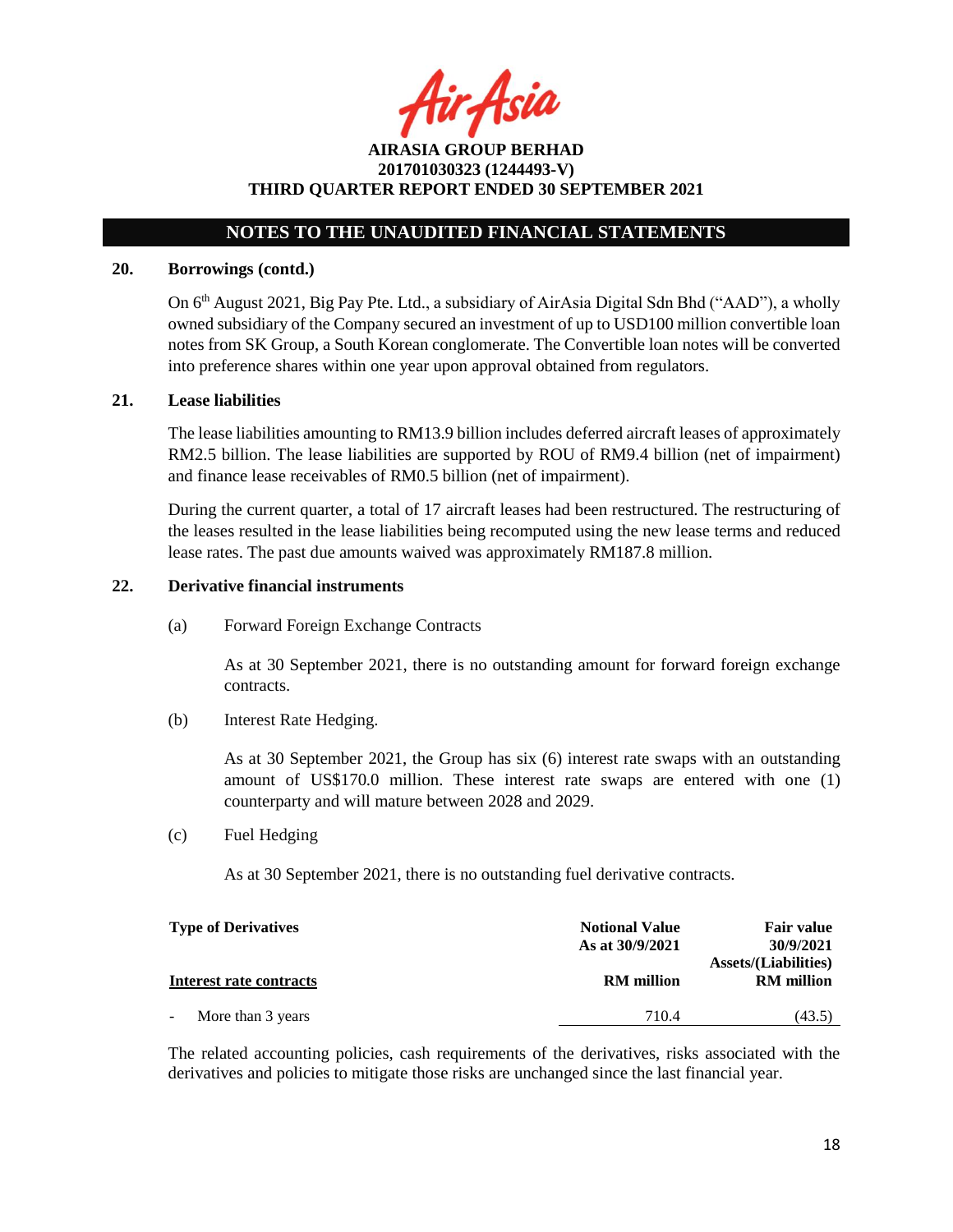## NOTES TO THE UNAUDITED FINANCIAL STATEMENTS

### 20. Borrowings (contd.)

On 6th August 2021, Big Pay Pte. Ltd., a subsidiary of AirAsia Digital Sdn Bhd ("AAD"), a wholly owned subsidiary of the Company secured an investment of up to USD100 million convertible loan notes from SK Group, a South Korean conglomerate. The Convertible loan notes will be converted into preference shares within one year upon approval obtained from regulators.

### 21. Lease liabilities

The lease liabilities amounting to RM13.9 billion includes deferred aircraft leases of approximately RM2.5 billion. The lease liabilities are supported by ROU of RM9.4 billion (net of impairment) and finance lease receivables of RM0.5 billion (net of impairment).

During the current quarter, a total of 17 aircraft leases had been restructured. The restructuring of the leases resulted in the lease liabilities being recomputed using the new lease terms and reduced lease rates. The past due amounts waived was approximately RM187.8 million.

### 22. Derivative financial instruments

(a) Forward Foreign Exchange Contracts

As at 30 September 2021, there is no outstanding amount for forward foreign exchange contracts.

(b) Interest Rate Hedging.

As at 30 September 2021, the Group has six (6) interest rate swaps with an outstanding amount of US$170.0 million. These interest rate swaps are entered with one (1) counterparty and will mature between 2028 and 2029.

(c) Fuel Hedging

As at 30 September 2021, there is no outstanding fuel derivative contracts.

| **Type of Derivatives** | **Notional Value As at 30/9/2021** | **Fair value 30/9/2021 Assets/(Liabilities)** |
|---|---|---|
| **Interest rate contracts** | **RM million** | **RM million** |
| - More than 3 years | 710.4 | (43.5) |

The related accounting policies, cash requirements of the derivatives, risks associated with the derivatives and policies to mitigate those risks are unchanged since the last financial year.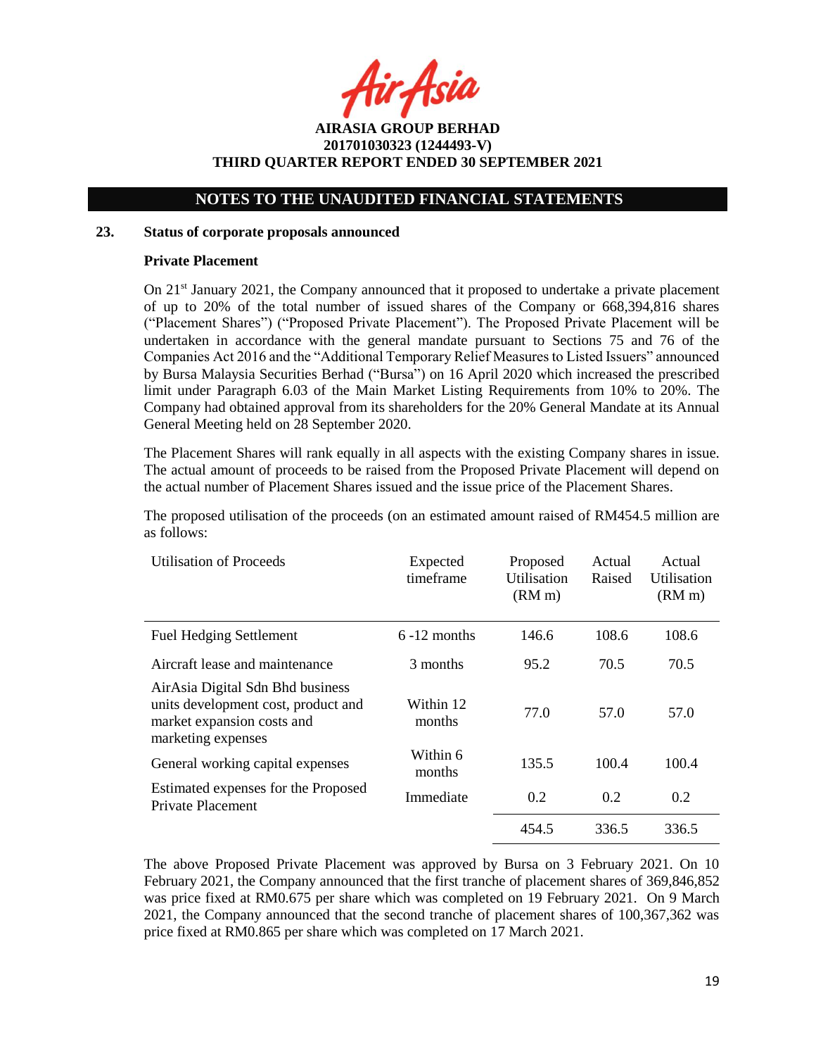**AIRASIA GROUP BERHAD**
**201701030323 (1244493-V)**
**THIRD QUARTER REPORT ENDED 30 SEPTEMBER 2021**

**NOTES TO THE UNAUDITED FINANCIAL STATEMENTS**

## 23. Status of corporate proposals announced

**Private Placement**

On 21st January 2021, the Company announced that it proposed to undertake a private placement of up to 20% of the total number of issued shares of the Company or 668,394,816 shares ("Placement Shares") ("Proposed Private Placement"). The Proposed Private Placement will be undertaken in accordance with the general mandate pursuant to Sections 75 and 76 of the Companies Act 2016 and the "Additional Temporary Relief Measures to Listed Issuers" announced by Bursa Malaysia Securities Berhad ("Bursa") on 16 April 2020 which increased the prescribed limit under Paragraph 6.03 of the Main Market Listing Requirements from 10% to 20%. The Company had obtained approval from its shareholders for the 20% General Mandate at its Annual General Meeting held on 28 September 2020.

The Placement Shares will rank equally in all aspects with the existing Company shares in issue. The actual amount of proceeds to be raised from the Proposed Private Placement will depend on the actual number of Placement Shares issued and the issue price of the Placement Shares.

The proposed utilisation of the proceeds (on an estimated amount raised of RM454.5 million are as follows:

| Utilisation of Proceeds | Expected timeframe | Proposed Utilisation (RM m) | Actual Raised | Actual Utilisation (RM m) |
|---|---|---|---|---|
| Fuel Hedging Settlement | 6 -12 months | 146.6 | 108.6 | 108.6 |
| Aircraft lease and maintenance | 3 months | 95.2 | 70.5 | 70.5 |
| AirAsia Digital Sdn Bhd business units development cost, product and market expansion costs and marketing expenses | Within 12 months | 77.0 | 57.0 | 57.0 |
| General working capital expenses | Within 6 months | 135.5 | 100.4 | 100.4 |
| Estimated expenses for the Proposed Private Placement | Immediate | 0.2 | 0.2 | 0.2 |
| | | 454.5 | 336.5 | 336.5 |

The above Proposed Private Placement was approved by Bursa on 3 February 2021. On 10 February 2021, the Company announced that the first tranche of placement shares of 369,846,852 was price fixed at RM0.675 per share which was completed on 19 February 2021. On 9 March 2021, the Company announced that the second tranche of placement shares of 100,367,362 was price fixed at RM0.865 per share which was completed on 17 March 2021.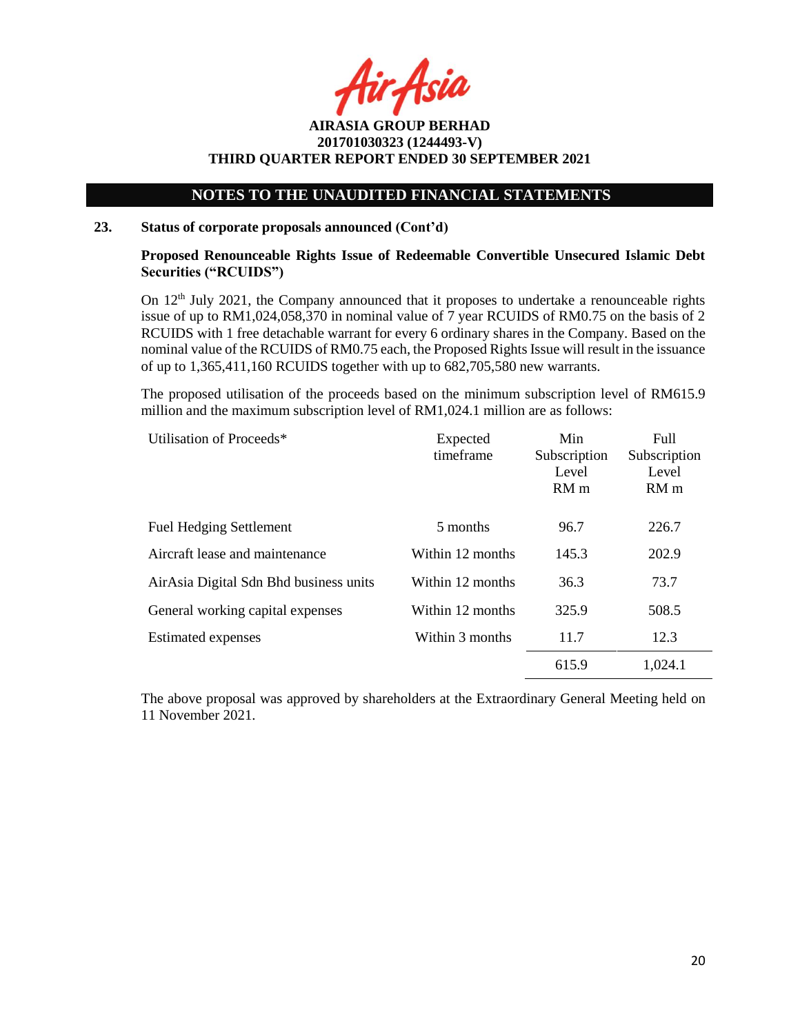## NOTES TO THE UNAUDITED FINANCIAL STATEMENTS

### 23. Status of corporate proposals announced (Cont'd)

**Proposed Renounceable Rights Issue of Redeemable Convertible Unsecured Islamic Debt Securities ("RCUIDS")**

On 12th July 2021, the Company announced that it proposes to undertake a renounceable rights issue of up to RM1,024,058,370 in nominal value of 7 year RCUIDS of RM0.75 on the basis of 2 RCUIDS with 1 free detachable warrant for every 6 ordinary shares in the Company. Based on the nominal value of the RCUIDS of RM0.75 each, the Proposed Rights Issue will result in the issuance of up to 1,365,411,160 RCUIDS together with up to 682,705,580 new warrants.

The proposed utilisation of the proceeds based on the minimum subscription level of RM615.9 million and the maximum subscription level of RM1,024.1 million are as follows:

| Utilisation of Proceeds* | Expected timeframe | Min Subscription Level RM m | Full Subscription Level RM m |
|---|---|---|---|
| Fuel Hedging Settlement | 5 months | 96.7 | 226.7 |
| Aircraft lease and maintenance | Within 12 months | 145.3 | 202.9 |
| AirAsia Digital Sdn Bhd business units | Within 12 months | 36.3 | 73.7 |
| General working capital expenses | Within 12 months | 325.9 | 508.5 |
| Estimated expenses | Within 3 months | 11.7 | 12.3 |
| | | 615.9 | 1,024.1 |

The above proposal was approved by shareholders at the Extraordinary General Meeting held on 11 November 2021.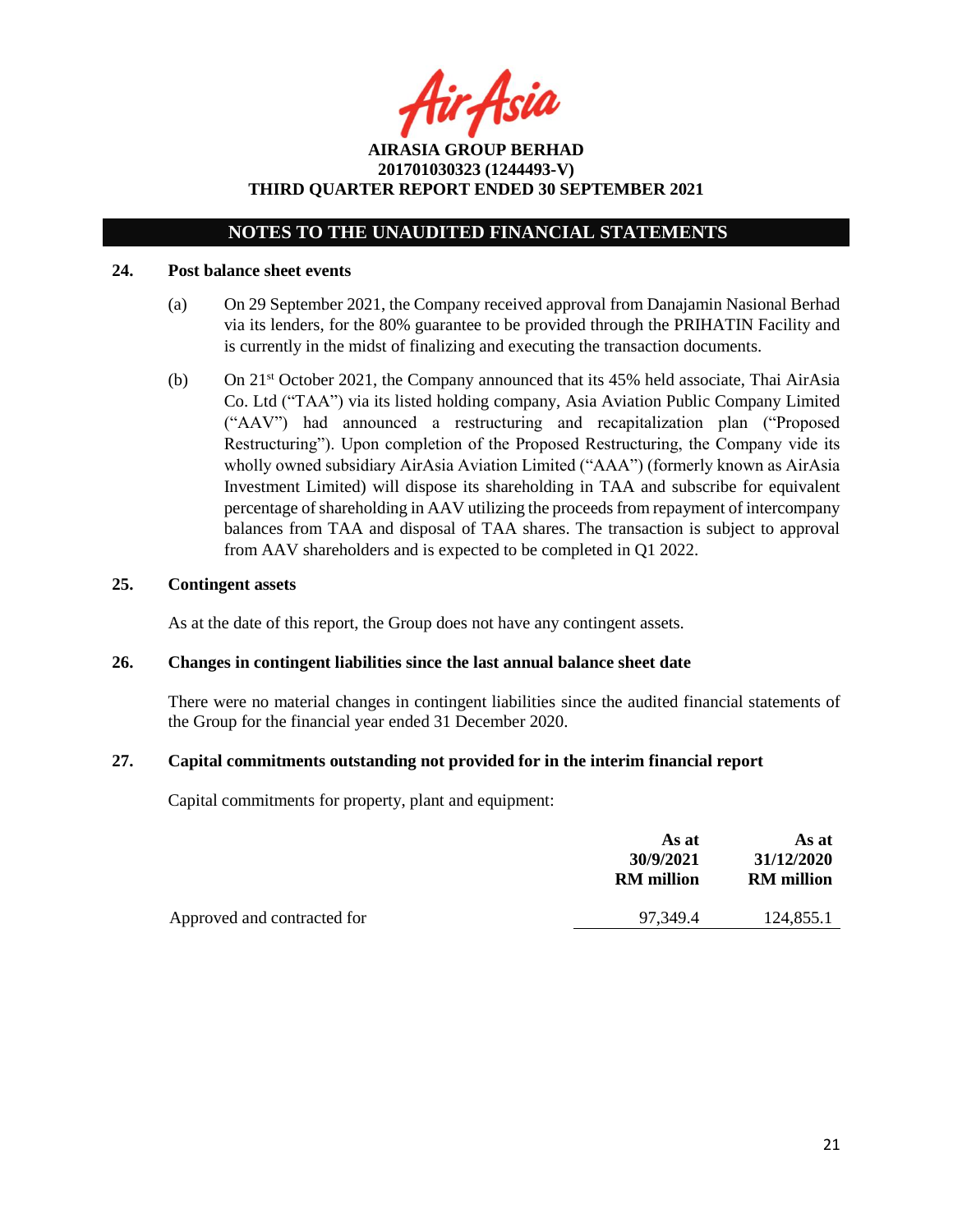# NOTES TO THE UNAUDITED FINANCIAL STATEMENTS

## 24. Post balance sheet events

(a) On 29 September 2021, the Company received approval from Danajamin Nasional Berhad via its lenders, for the 80% guarantee to be provided through the PRIHATIN Facility and is currently in the midst of finalizing and executing the transaction documents.

(b) On 21st October 2021, the Company announced that its 45% held associate, Thai AirAsia Co. Ltd ("TAA") via its listed holding company, Asia Aviation Public Company Limited ("AAV") had announced a restructuring and recapitalization plan ("Proposed Restructuring"). Upon completion of the Proposed Restructuring, the Company vide its wholly owned subsidiary AirAsia Aviation Limited ("AAA") (formerly known as AirAsia Investment Limited) will dispose its shareholding in TAA and subscribe for equivalent percentage of shareholding in AAV utilizing the proceeds from repayment of intercompany balances from TAA and disposal of TAA shares. The transaction is subject to approval from AAV shareholders and is expected to be completed in Q1 2022.

## 25. Contingent assets

As at the date of this report, the Group does not have any contingent assets.

## 26. Changes in contingent liabilities since the last annual balance sheet date

There were no material changes in contingent liabilities since the audited financial statements of the Group for the financial year ended 31 December 2020.

## 27. Capital commitments outstanding not provided for in the interim financial report

Capital commitments for property, plant and equipment:

| | As at 30/9/2021 RM million | As at 31/12/2020 RM million |
|---|---|---|
| Approved and contracted for | 97,349.4 | 124,855.1 |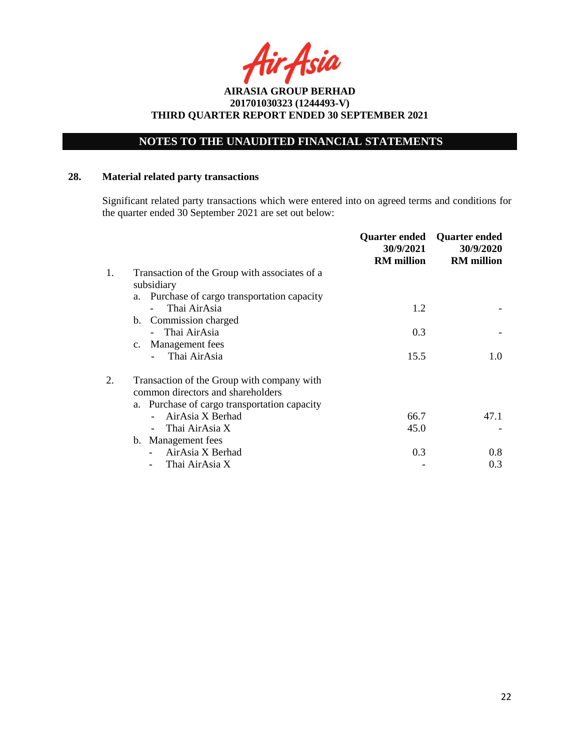**AIRASIA GROUP BERHAD**
**201701030323 (1244493-V)**
**THIRD QUARTER REPORT ENDED 30 SEPTEMBER 2021**

## NOTES TO THE UNAUDITED FINANCIAL STATEMENTS

### 28. Material related party transactions

Significant related party transactions which were entered into on agreed terms and conditions for the quarter ended 30 September 2021 are set out below:

| | | Quarter ended 30/9/2021 RM million | Quarter ended 30/9/2020 RM million |
|---|---|---|---|
| 1. | Transaction of the Group with associates of a subsidiary | | |
| | a. Purchase of cargo transportation capacity | | |
| | - Thai AirAsia | 1.2 | - |
| | b. Commission charged | | |
| | - Thai AirAsia | 0.3 | - |
| | c. Management fees | | |
| | - Thai AirAsia | 15.5 | 1.0 |
| 2. | Transaction of the Group with company with common directors and shareholders | | |
| | a. Purchase of cargo transportation capacity | | |
| | - AirAsia X Berhad | 66.7 | 47.1 |
| | - Thai AirAsia X | 45.0 | - |
| | b. Management fees | | |
| | - AirAsia X Berhad | 0.3 | 0.8 |
| | - Thai AirAsia X | - | 0.3 |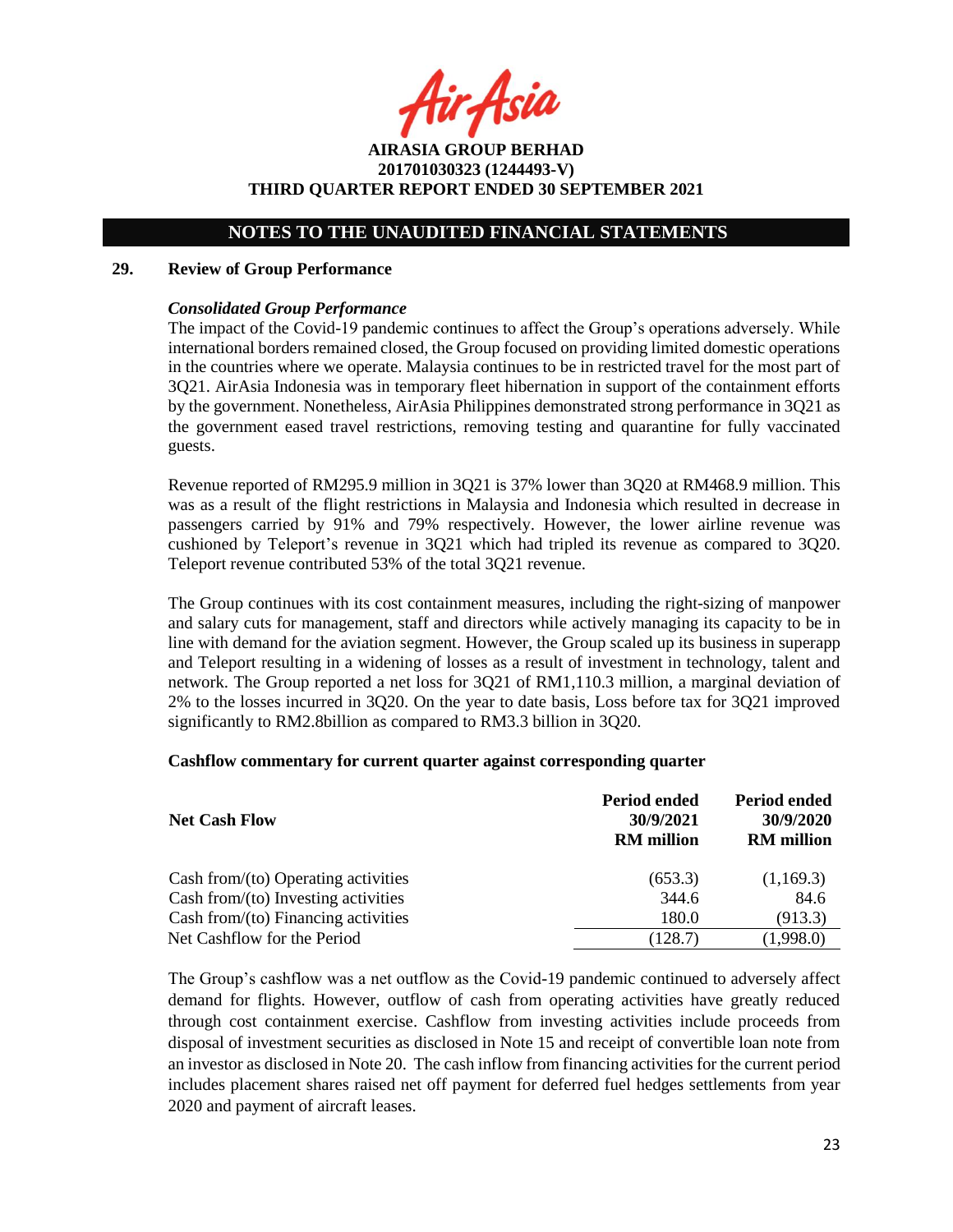**AIRASIA GROUP BERHAD**
**201701030323 (1244493-V)**
**THIRD QUARTER REPORT ENDED 30 SEPTEMBER 2021**

## NOTES TO THE UNAUDITED FINANCIAL STATEMENTS

### 29. Review of Group Performance

***Consolidated Group Performance***

The impact of the Covid-19 pandemic continues to affect the Group's operations adversely. While international borders remained closed, the Group focused on providing limited domestic operations in the countries where we operate. Malaysia continues to be in restricted travel for the most part of 3Q21. AirAsia Indonesia was in temporary fleet hibernation in support of the containment efforts by the government. Nonetheless, AirAsia Philippines demonstrated strong performance in 3Q21 as the government eased travel restrictions, removing testing and quarantine for fully vaccinated guests.

Revenue reported of RM295.9 million in 3Q21 is 37% lower than 3Q20 at RM468.9 million. This was as a result of the flight restrictions in Malaysia and Indonesia which resulted in decrease in passengers carried by 91% and 79% respectively. However, the lower airline revenue was cushioned by Teleport's revenue in 3Q21 which had tripled its revenue as compared to 3Q20. Teleport revenue contributed 53% of the total 3Q21 revenue.

The Group continues with its cost containment measures, including the right-sizing of manpower and salary cuts for management, staff and directors while actively managing its capacity to be in line with demand for the aviation segment. However, the Group scaled up its business in superapp and Teleport resulting in a widening of losses as a result of investment in technology, talent and network. The Group reported a net loss for 3Q21 of RM1,110.3 million, a marginal deviation of 2% to the losses incurred in 3Q20. On the year to date basis, Loss before tax for 3Q21 improved significantly to RM2.8billion as compared to RM3.3 billion in 3Q20.

**Cashflow commentary for current quarter against corresponding quarter**

| **Net Cash Flow** | **Period ended 30/9/2021 RM million** | **Period ended 30/9/2020 RM million** |
|---|---|---|
| Cash from/(to) Operating activities | (653.3) | (1,169.3) |
| Cash from/(to) Investing activities | 344.6 | 84.6 |
| Cash from/(to) Financing activities | 180.0 | (913.3) |
| Net Cashflow for the Period | (128.7) | (1,998.0) |

The Group's cashflow was a net outflow as the Covid-19 pandemic continued to adversely affect demand for flights. However, outflow of cash from operating activities have greatly reduced through cost containment exercise. Cashflow from investing activities include proceeds from disposal of investment securities as disclosed in Note 15 and receipt of convertible loan note from an investor as disclosed in Note 20. The cash inflow from financing activities for the current period includes placement shares raised net off payment for deferred fuel hedges settlements from year 2020 and payment of aircraft leases.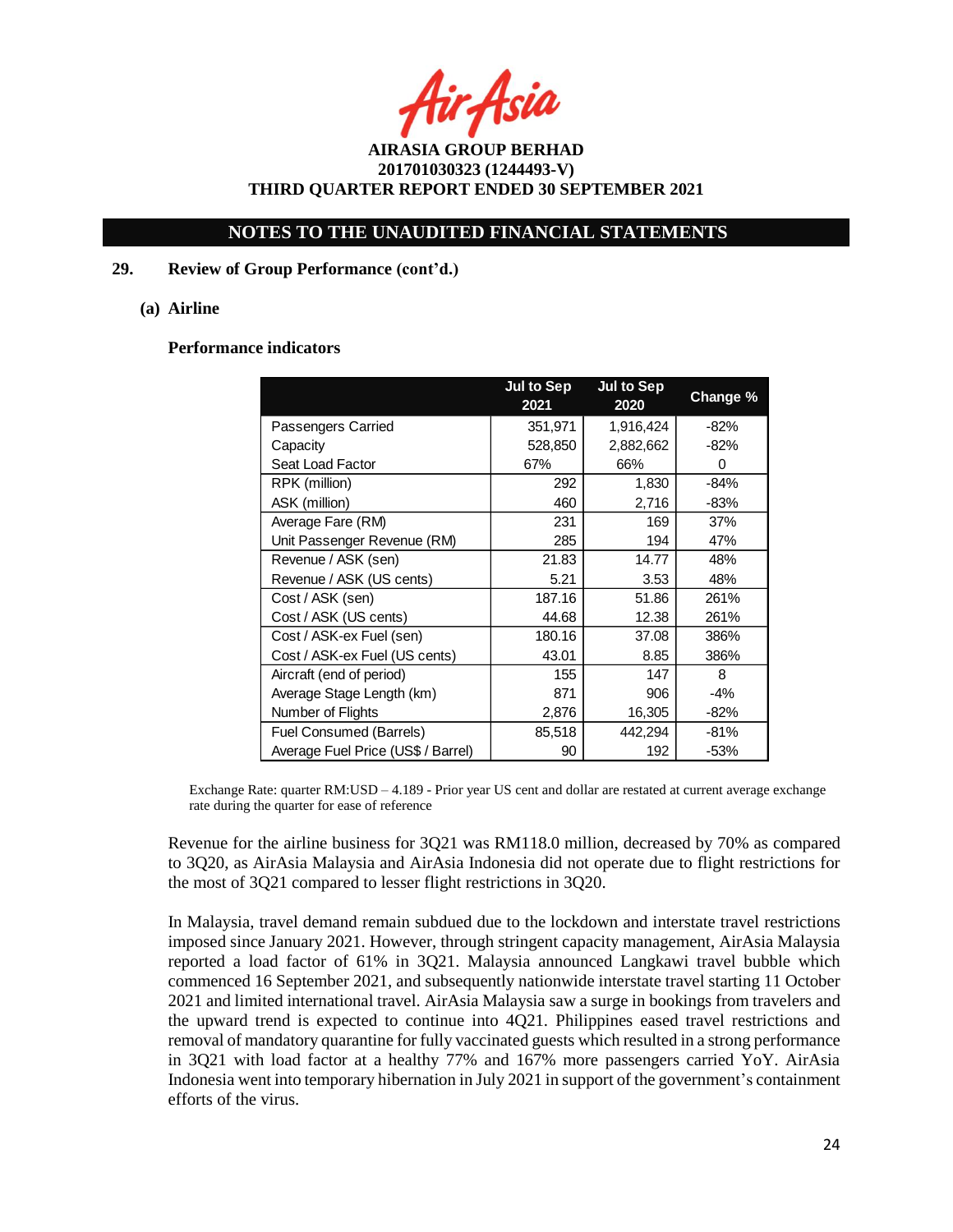**AIRASIA GROUP BERHAD**
**201701030323 (1244493-V)**
**THIRD QUARTER REPORT ENDED 30 SEPTEMBER 2021**

## NOTES TO THE UNAUDITED FINANCIAL STATEMENTS

### 29. Review of Group Performance (cont'd.)

#### (a) Airline

**Performance indicators**

| | Jul to Sep 2021 | Jul to Sep 2020 | Change % |
|---|---|---|---|
| Passengers Carried | 351,971 | 1,916,424 | -82% |
| Capacity | 528,850 | 2,882,662 | -82% |
| Seat Load Factor | 67% | 66% | 0 |
| RPK (million) | 292 | 1,830 | -84% |
| ASK (million) | 460 | 2,716 | -83% |
| Average Fare (RM) | 231 | 169 | 37% |
| Unit Passenger Revenue (RM) | 285 | 194 | 47% |
| Revenue / ASK (sen) | 21.83 | 14.77 | 48% |
| Revenue / ASK (US cents) | 5.21 | 3.53 | 48% |
| Cost / ASK (sen) | 187.16 | 51.86 | 261% |
| Cost / ASK (US cents) | 44.68 | 12.38 | 261% |
| Cost / ASK-ex Fuel (sen) | 180.16 | 37.08 | 386% |
| Cost / ASK-ex Fuel (US cents) | 43.01 | 8.85 | 386% |
| Aircraft (end of period) | 155 | 147 | 8 |
| Average Stage Length (km) | 871 | 906 | -4% |
| Number of Flights | 2,876 | 16,305 | -82% |
| Fuel Consumed (Barrels) | 85,518 | 442,294 | -81% |
| Average Fuel Price (US$ / Barrel) | 90 | 192 | -53% |

Exchange Rate: quarter RM:USD – 4.189 - Prior year US cent and dollar are restated at current average exchange rate during the quarter for ease of reference

Revenue for the airline business for 3Q21 was RM118.0 million, decreased by 70% as compared to 3Q20, as AirAsia Malaysia and AirAsia Indonesia did not operate due to flight restrictions for the most of 3Q21 compared to lesser flight restrictions in 3Q20.

In Malaysia, travel demand remain subdued due to the lockdown and interstate travel restrictions imposed since January 2021. However, through stringent capacity management, AirAsia Malaysia reported a load factor of 61% in 3Q21. Malaysia announced Langkawi travel bubble which commenced 16 September 2021, and subsequently nationwide interstate travel starting 11 October 2021 and limited international travel. AirAsia Malaysia saw a surge in bookings from travelers and the upward trend is expected to continue into 4Q21. Philippines eased travel restrictions and removal of mandatory quarantine for fully vaccinated guests which resulted in a strong performance in 3Q21 with load factor at a healthy 77% and 167% more passengers carried YoY. AirAsia Indonesia went into temporary hibernation in July 2021 in support of the government's containment efforts of the virus.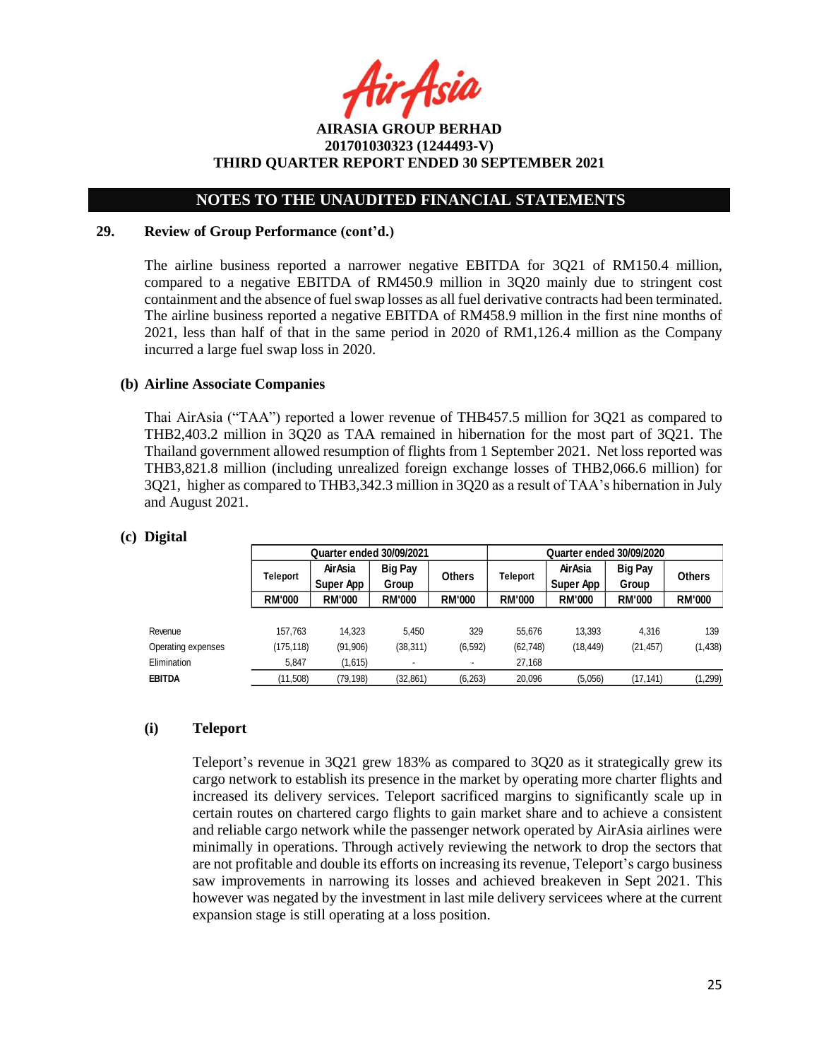# AIRASIA GROUP BERHAD
## 201701030323 (1244493-V)
## THIRD QUARTER REPORT ENDED 30 SEPTEMBER 2021

## NOTES TO THE UNAUDITED FINANCIAL STATEMENTS

**29. Review of Group Performance (cont'd.)**

The airline business reported a narrower negative EBITDA for 3Q21 of RM150.4 million, compared to a negative EBITDA of RM450.9 million in 3Q20 mainly due to stringent cost containment and the absence of fuel swap losses as all fuel derivative contracts had been terminated. The airline business reported a negative EBITDA of RM458.9 million in the first nine months of 2021, less than half of that in the same period in 2020 of RM1,126.4 million as the Company incurred a large fuel swap loss in 2020.

**(b) Airline Associate Companies**

Thai AirAsia ("TAA") reported a lower revenue of THB457.5 million for 3Q21 as compared to THB2,403.2 million in 3Q20 as TAA remained in hibernation for the most part of 3Q21. The Thailand government allowed resumption of flights from 1 September 2021. Net loss reported was THB3,821.8 million (including unrealized foreign exchange losses of THB2,066.6 million) for 3Q21, higher as compared to THB3,342.3 million in 3Q20 as a result of TAA's hibernation in July and August 2021.

**(c) Digital**

| | Quarter ended 30/09/2021 | | | | Quarter ended 30/09/2020 | | | |
|---|---|---|---|---|---|---|---|---|
| | Teleport | AirAsia Super App | Big Pay Group | Others | Teleport | AirAsia Super App | Big Pay Group | Others |
| | RM'000 | RM'000 | RM'000 | RM'000 | RM'000 | RM'000 | RM'000 | RM'000 |
| Revenue | 157,763 | 14,323 | 5,450 | 329 | 55,676 | 13,393 | 4,316 | 139 |
| Operating expenses | (175,118) | (91,906) | (38,311) | (6,592) | (62,748) | (18,449) | (21,457) | (1,438) |
| Elimination | 5,847 | (1,615) | - | - | 27,168 | | | |
| **EBITDA** | (11,508) | (79,198) | (32,861) | (6,263) | 20,096 | (5,056) | (17,141) | (1,299) |

**(i) Teleport**

Teleport's revenue in 3Q21 grew 183% as compared to 3Q20 as it strategically grew its cargo network to establish its presence in the market by operating more charter flights and increased its delivery services. Teleport sacrificed margins to significantly scale up in certain routes on chartered cargo flights to gain market share and to achieve a consistent and reliable cargo network while the passenger network operated by AirAsia airlines were minimally in operations. Through actively reviewing the network to drop the sectors that are not profitable and double its efforts on increasing its revenue, Teleport's cargo business saw improvements in narrowing its losses and achieved breakeven in Sept 2021. This however was negated by the investment in last mile delivery servicees where at the current expansion stage is still operating at a loss position.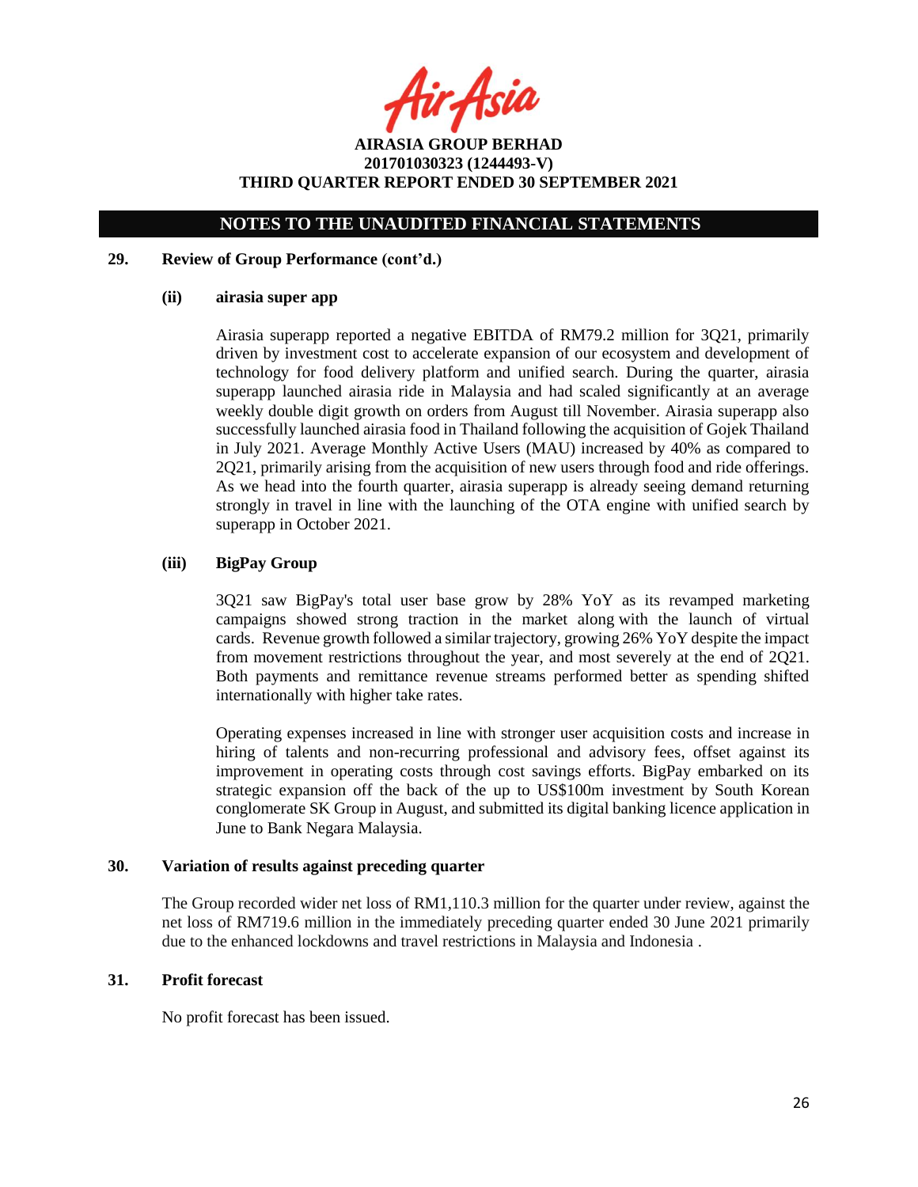## NOTES TO THE UNAUDITED FINANCIAL STATEMENTS

### 29. Review of Group Performance (cont'd.)

#### (ii) airasia super app

Airasia superapp reported a negative EBITDA of RM79.2 million for 3Q21, primarily driven by investment cost to accelerate expansion of our ecosystem and development of technology for food delivery platform and unified search. During the quarter, airasia superapp launched airasia ride in Malaysia and had scaled significantly at an average weekly double digit growth on orders from August till November. Airasia superapp also successfully launched airasia food in Thailand following the acquisition of Gojek Thailand in July 2021. Average Monthly Active Users (MAU) increased by 40% as compared to 2Q21, primarily arising from the acquisition of new users through food and ride offerings. As we head into the fourth quarter, airasia superapp is already seeing demand returning strongly in travel in line with the launching of the OTA engine with unified search by superapp in October 2021.

#### (iii) BigPay Group

3Q21 saw BigPay's total user base grow by 28% YoY as its revamped marketing campaigns showed strong traction in the market along with the launch of virtual cards. Revenue growth followed a similar trajectory, growing 26% YoY despite the impact from movement restrictions throughout the year, and most severely at the end of 2Q21. Both payments and remittance revenue streams performed better as spending shifted internationally with higher take rates.

Operating expenses increased in line with stronger user acquisition costs and increase in hiring of talents and non-recurring professional and advisory fees, offset against its improvement in operating costs through cost savings efforts. BigPay embarked on its strategic expansion off the back of the up to US$100m investment by South Korean conglomerate SK Group in August, and submitted its digital banking licence application in June to Bank Negara Malaysia.

### 30. Variation of results against preceding quarter

The Group recorded wider net loss of RM1,110.3 million for the quarter under review, against the net loss of RM719.6 million in the immediately preceding quarter ended 30 June 2021 primarily due to the enhanced lockdowns and travel restrictions in Malaysia and Indonesia .

### 31. Profit forecast

No profit forecast has been issued.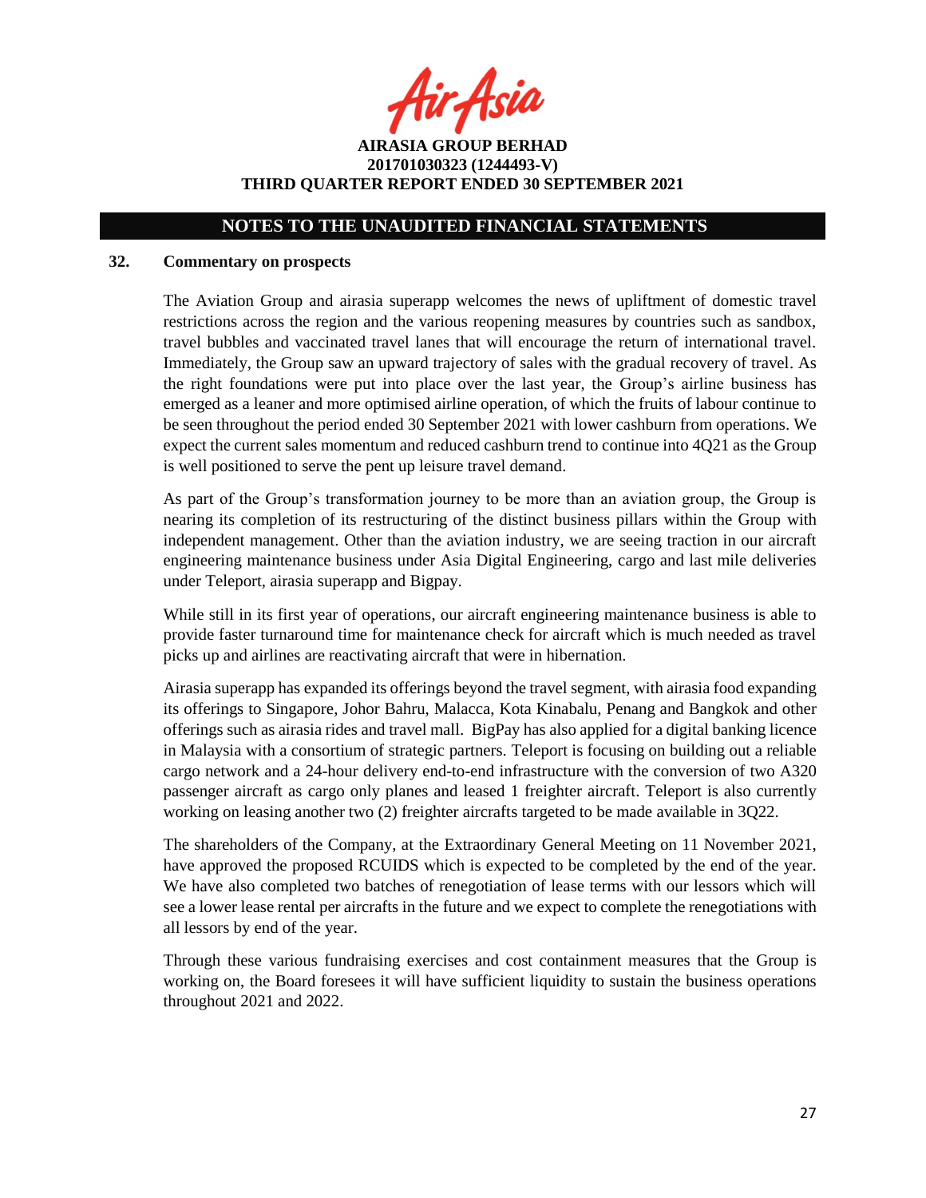## 32. Commentary on prospects

The Aviation Group and airasia superapp welcomes the news of upliftment of domestic travel restrictions across the region and the various reopening measures by countries such as sandbox, travel bubbles and vaccinated travel lanes that will encourage the return of international travel. Immediately, the Group saw an upward trajectory of sales with the gradual recovery of travel. As the right foundations were put into place over the last year, the Group's airline business has emerged as a leaner and more optimised airline operation, of which the fruits of labour continue to be seen throughout the period ended 30 September 2021 with lower cashburn from operations. We expect the current sales momentum and reduced cashburn trend to continue into 4Q21 as the Group is well positioned to serve the pent up leisure travel demand.

As part of the Group's transformation journey to be more than an aviation group, the Group is nearing its completion of its restructuring of the distinct business pillars within the Group with independent management. Other than the aviation industry, we are seeing traction in our aircraft engineering maintenance business under Asia Digital Engineering, cargo and last mile deliveries under Teleport, airasia superapp and Bigpay.

While still in its first year of operations, our aircraft engineering maintenance business is able to provide faster turnaround time for maintenance check for aircraft which is much needed as travel picks up and airlines are reactivating aircraft that were in hibernation.

Airasia superapp has expanded its offerings beyond the travel segment, with airasia food expanding its offerings to Singapore, Johor Bahru, Malacca, Kota Kinabalu, Penang and Bangkok and other offerings such as airasia rides and travel mall. BigPay has also applied for a digital banking licence in Malaysia with a consortium of strategic partners. Teleport is focusing on building out a reliable cargo network and a 24-hour delivery end-to-end infrastructure with the conversion of two A320 passenger aircraft as cargo only planes and leased 1 freighter aircraft. Teleport is also currently working on leasing another two (2) freighter aircrafts targeted to be made available in 3Q22.

The shareholders of the Company, at the Extraordinary General Meeting on 11 November 2021, have approved the proposed RCUIDS which is expected to be completed by the end of the year. We have also completed two batches of renegotiation of lease terms with our lessors which will see a lower lease rental per aircrafts in the future and we expect to complete the renegotiations with all lessors by end of the year.

Through these various fundraising exercises and cost containment measures that the Group is working on, the Board foresees it will have sufficient liquidity to sustain the business operations throughout 2021 and 2022.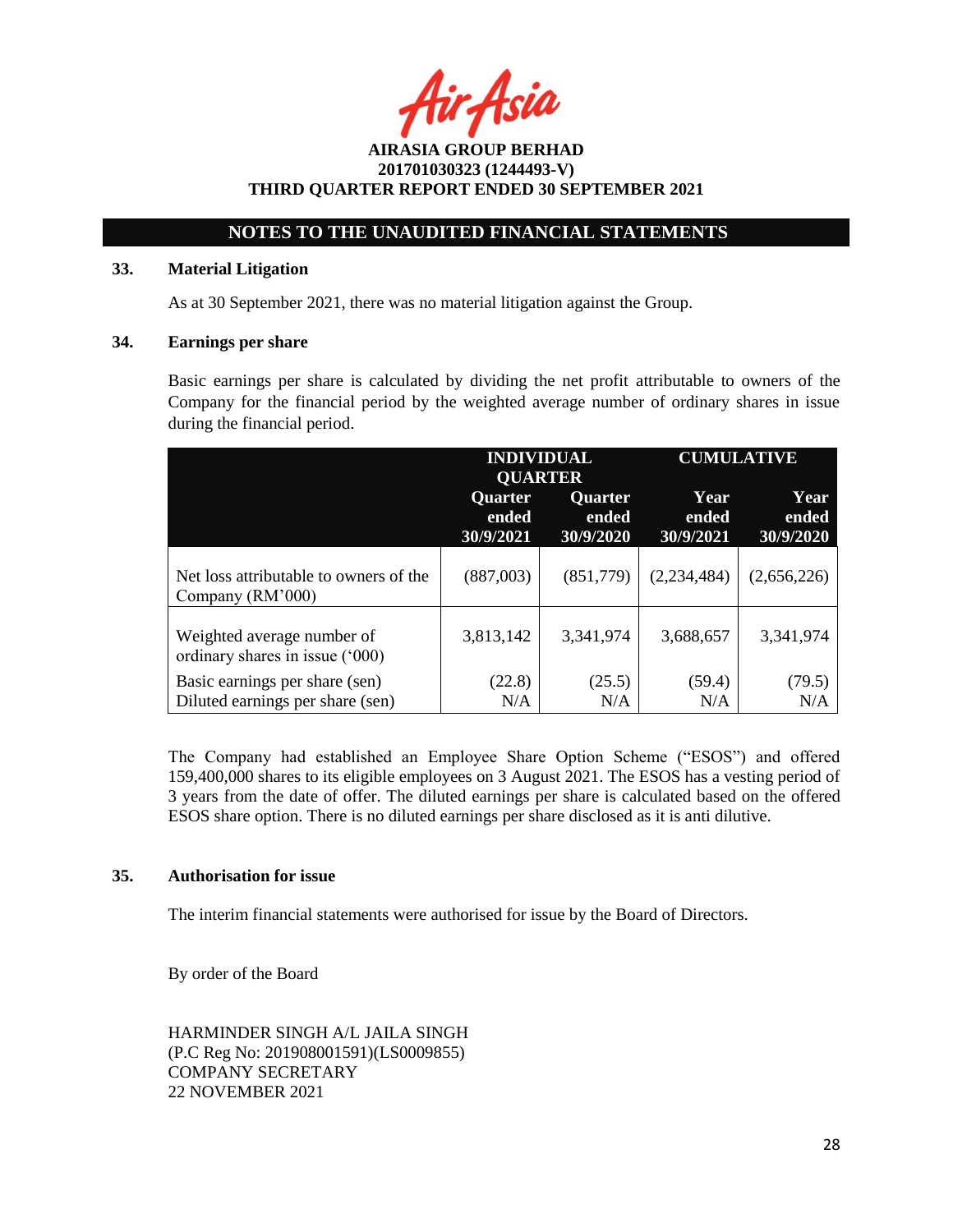AIRASIA GROUP BERHAD
201701030323 (1244493-V)
THIRD QUARTER REPORT ENDED 30 SEPTEMBER 2021

## NOTES TO THE UNAUDITED FINANCIAL STATEMENTS

### 33. Material Litigation

As at 30 September 2021, there was no material litigation against the Group.

### 34. Earnings per share

Basic earnings per share is calculated by dividing the net profit attributable to owners of the Company for the financial period by the weighted average number of ordinary shares in issue during the financial period.

| | INDIVIDUAL QUARTER | | CUMULATIVE | |
|---|---|---|---|---|
| | Quarter ended 30/9/2021 | Quarter ended 30/9/2020 | Year ended 30/9/2021 | Year ended 30/9/2020 |
| Net loss attributable to owners of the Company (RM'000) | (887,003) | (851,779) | (2,234,484) | (2,656,226) |
| Weighted average number of ordinary shares in issue ('000) | 3,813,142 | 3,341,974 | 3,688,657 | 3,341,974 |
| Basic earnings per share (sen) | (22.8) | (25.5) | (59.4) | (79.5) |
| Diluted earnings per share (sen) | N/A | N/A | N/A | N/A |

The Company had established an Employee Share Option Scheme ("ESOS") and offered 159,400,000 shares to its eligible employees on 3 August 2021. The ESOS has a vesting period of 3 years from the date of offer. The diluted earnings per share is calculated based on the offered ESOS share option. There is no diluted earnings per share disclosed as it is anti dilutive.

### 35. Authorisation for issue

The interim financial statements were authorised for issue by the Board of Directors.

By order of the Board

HARMINDER SINGH A/L JAILA SINGH
(P.C Reg No: 201908001591)(LS0009855)
COMPANY SECRETARY
22 NOVEMBER 2021